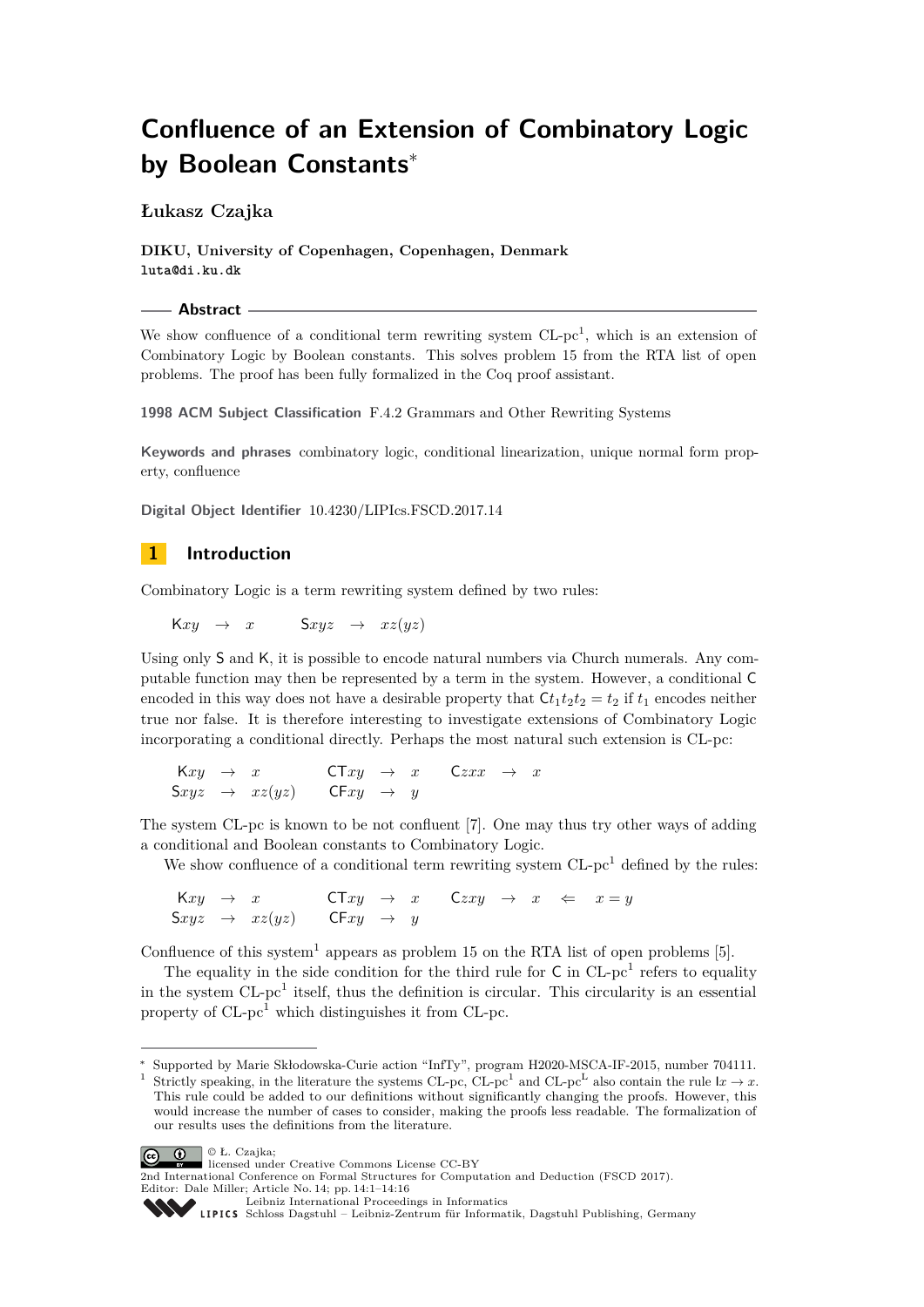# Confluence of an Extension of Combinatory Logic by Boolean Constants*

**Łukasz Czajka**

**DIKU, University of Copenhagen, Copenhagen, Denmark**
luta@di.ku.dk

## Abstract

We show confluence of a conditional term rewriting system CL-pc[1], which is an extension of Combinatory Logic by Boolean constants. This solves problem 15 from the RTA list of open problems. The proof has been fully formalized in the Coq proof assistant.

**1998 ACM Subject Classification** F.4.2 Grammars and Other Rewriting Systems

**Keywords and phrases** combinatory logic, conditional linearization, unique normal form property, confluence

**Digital Object Identifier** 10.4230/LIPIcs.FSCD.2017.14

## 1 Introduction

Combinatory Logic is a term rewriting system defined by two rules:

$$\mathsf{K}xy \;\to\; x \qquad \mathsf{S}xyz \;\to\; xz(yz)$$

Using only $\mathsf{S}$ and $\mathsf{K}$, it is possible to encode natural numbers via Church numerals. Any computable function may then be represented by a term in the system. However, a conditional $\mathsf{C}$ encoded in this way does not have a desirable property that $\mathsf{C}t_1t_2t_2 = t_2$ if $t_1$ encodes neither true nor false. It is therefore interesting to investigate extensions of Combinatory Logic incorporating a conditional directly. Perhaps the most natural such extension is CL-pc:

$$\begin{array}{lllllllll} \mathsf{K}xy & \to & x & \quad \mathsf{CT}xy & \to & x & \quad \mathsf{C}zxx & \to & x \\ \mathsf{S}xyz & \to & xz(yz) & \quad \mathsf{CF}xy & \to & y & & & \end{array}$$

The system CL-pc is known to be not confluent [7]. One may thus try other ways of adding a conditional and Boolean constants to Combinatory Logic.

We show confluence of a conditional term rewriting system CL-pc[1] defined by the rules:

$$\begin{array}{llllllllll} \mathsf{K}xy & \to & x & \quad \mathsf{CT}xy & \to & x & \quad \mathsf{C}zxy & \to & x & \Leftarrow \quad x = y \\ \mathsf{S}xyz & \to & xz(yz) & \quad \mathsf{CF}xy & \to & y & & & & \end{array}$$

Confluence of this system[1] appears as problem 15 on the RTA list of open problems [5].

The equality in the side condition for the third rule for $\mathsf{C}$ in CL-pc[1] refers to equality in the system CL-pc[1] itself, thus the definition is circular. This circularity is an essential property of CL-pc[1] which distinguishes it from CL-pc.

---

* Supported by Marie Skłodowska-Curie action "InfTy", program H2020-MSCA-IF-2015, number 704111.

[1] Strictly speaking, in the literature the systems CL-pc, CL-pc[1] and CL-pc[L] also contain the rule $\mathsf{I}x \to x$. This rule could be added to our definitions without significantly changing the proofs. However, this would increase the number of cases to consider, making the proofs less readable. The formalization of our results uses the definitions from the literature.

© Ł. Czajka; licensed under Creative Commons License CC-BY
2nd International Conference on Formal Structures for Computation and Deduction (FSCD 2017).
Editor: Dale Miller; Article No. 14; pp. 14:1–14:16
Leibniz International Proceedings in Informatics
Schloss Dagstuhl – Leibniz-Zentrum für Informatik, Dagstuhl Publishing, Germany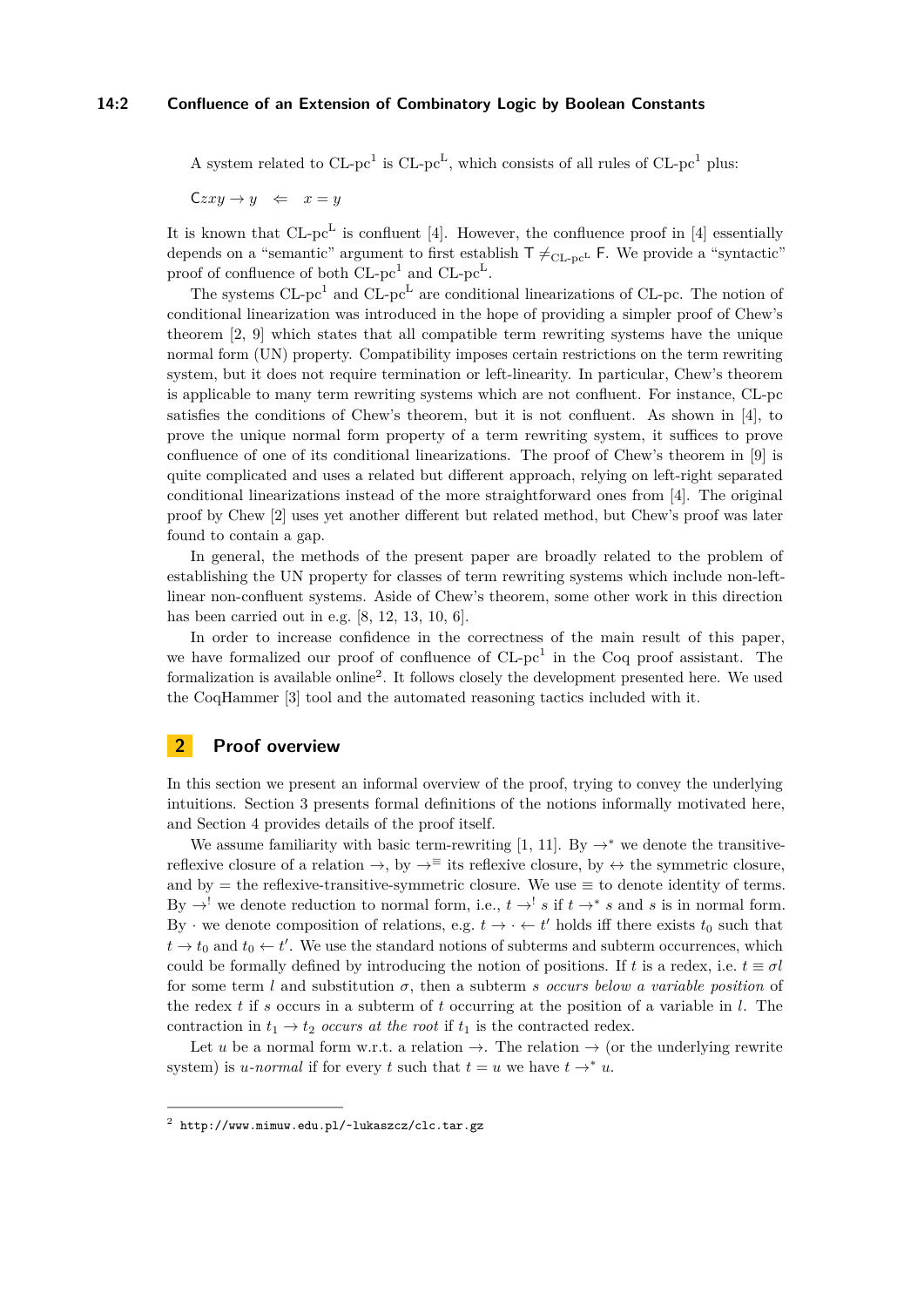A system related to CL-pc[1] is CL-pc[L], which consists of all rules of CL-pc[1] plus:

$\mathsf{C}zxy \to y \quad \Leftarrow \quad x = y$

It is known that CL-pc[L] is confluent [4]. However, the confluence proof in [4] essentially depends on a "semantic" argument to first establish $\mathsf{T} \neq_{\text{CL-pc}^{\text{L}}} \mathsf{F}$. We provide a "syntactic" proof of confluence of both CL-pc[1] and CL-pc[L].

The systems CL-pc[1] and CL-pc[L] are conditional linearizations of CL-pc. The notion of conditional linearization was introduced in the hope of providing a simpler proof of Chew's theorem [2, 9] which states that all compatible term rewriting systems have the unique normal form (UN) property. Compatibility imposes certain restrictions on the term rewriting system, but it does not require termination or left-linearity. In particular, Chew's theorem is applicable to many term rewriting systems which are not confluent. For instance, CL-pc satisfies the conditions of Chew's theorem, but it is not confluent. As shown in [4], to prove the unique normal form property of a term rewriting system, it suffices to prove confluence of one of its conditional linearizations. The proof of Chew's theorem in [9] is quite complicated and uses a related but different approach, relying on left-right separated conditional linearizations instead of the more straightforward ones from [4]. The original proof by Chew [2] uses yet another different but related method, but Chew's proof was later found to contain a gap.

In general, the methods of the present paper are broadly related to the problem of establishing the UN property for classes of term rewriting systems which include non-left-linear non-confluent systems. Aside of Chew's theorem, some other work in this direction has been carried out in e.g. [8, 12, 13, 10, 6].

In order to increase confidence in the correctness of the main result of this paper, we have formalized our proof of confluence of CL-pc[1] in the Coq proof assistant. The formalization is available online[2]. It follows closely the development presented here. We used the CoqHammer [3] tool and the automated reasoning tactics included with it.

## 2 Proof overview

In this section we present an informal overview of the proof, trying to convey the underlying intuitions. Section 3 presents formal definitions of the notions informally motivated here, and Section 4 provides details of the proof itself.

We assume familiarity with basic term-rewriting [1, 11]. By $\to^*$ we denote the transitive-reflexive closure of a relation $\to$, by $\to^{\equiv}$ its reflexive closure, by $\leftrightarrow$ the symmetric closure, and by $=$ the reflexive-transitive-symmetric closure. We use $\equiv$ to denote identity of terms. By $\to^!$ we denote reduction to normal form, i.e., $t \to^! s$ if $t \to^* s$ and $s$ is in normal form. By $\cdot$ we denote composition of relations, e.g. $t \to \cdot \leftarrow t'$ holds iff there exists $t_0$ such that $t \to t_0$ and $t_0 \leftarrow t'$. We use the standard notions of subterms and subterm occurrences, which could be formally defined by introducing the notion of positions. If $t$ is a redex, i.e. $t \equiv \sigma l$ for some term $l$ and substitution $\sigma$, then a subterm $s$ *occurs below a variable position* of the redex $t$ if $s$ occurs in a subterm of $t$ occurring at the position of a variable in $l$. The contraction in $t_1 \to t_2$ *occurs at the root* if $t_1$ is the contracted redex.

Let $u$ be a normal form w.r.t. a relation $\to$. The relation $\to$ (or the underlying rewrite system) is *$u$-normal* if for every $t$ such that $t = u$ we have $t \to^* u$.

[2] `http://www.mimuw.edu.pl/~lukaszcz/clc.tar.gz`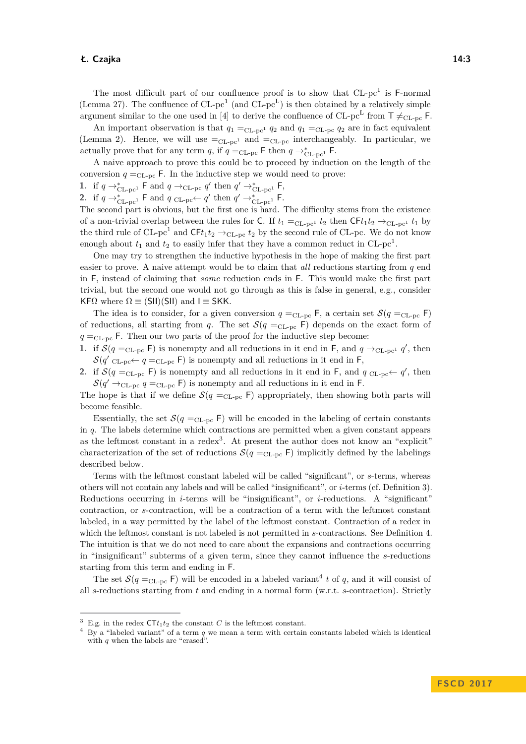The most difficult part of our confluence proof is to show that CL-pc[1] is F-normal (Lemma 27). The confluence of CL-pc[1] (and CL-pc[L]) is then obtained by a relatively simple argument similar to the one used in [4] to derive the confluence of CL-pc[L] from $\mathsf{T} \neq_{\mathrm{CL\text{-}pc}} \mathsf{F}$.

An important observation is that $q_1 =_{\mathrm{CL\text{-}pc^1}} q_2$ and $q_1 =_{\mathrm{CL\text{-}pc}} q_2$ are in fact equivalent (Lemma 2). Hence, we will use $=_{\mathrm{CL\text{-}pc^1}}$ and $=_{\mathrm{CL\text{-}pc}}$ interchangeably. In particular, we actually prove that for any term $q$, if $q =_{\mathrm{CL\text{-}pc}} \mathsf{F}$ then $q \to^*_{\mathrm{CL\text{-}pc^1}} \mathsf{F}$.

A naive approach to prove this could be to proceed by induction on the length of the conversion $q =_{\mathrm{CL\text{-}pc}} \mathsf{F}$. In the inductive step we would need to prove:

1. if $q \to^*_{\mathrm{CL\text{-}pc^1}} \mathsf{F}$ and $q \to_{\mathrm{CL\text{-}pc}} q'$ then $q' \to^*_{\mathrm{CL\text{-}pc^1}} \mathsf{F}$,
2. if $q \to^*_{\mathrm{CL\text{-}pc^1}} \mathsf{F}$ and $q \;{}_{\mathrm{CL\text{-}pc}}\!\!\leftarrow q'$ then $q' \to^*_{\mathrm{CL\text{-}pc^1}} \mathsf{F}$.

The second part is obvious, but the first one is hard. The difficulty stems from the existence of a non-trivial overlap between the rules for $\mathsf{C}$. If $t_1 =_{\mathrm{CL\text{-}pc^1}} t_2$ then $\mathsf{CF}t_1t_2 \to_{\mathrm{CL\text{-}pc^1}} t_1$ by the third rule of CL-pc[1] and $\mathsf{CF}t_1t_2 \to_{\mathrm{CL\text{-}pc}} t_2$ by the second rule of CL-pc. We do not know enough about $t_1$ and $t_2$ to easily infer that they have a common reduct in CL-pc[1].

One may try to strengthen the inductive hypothesis in the hope of making the first part easier to prove. A naive attempt would be to claim that *all* reductions starting from $q$ end in $\mathsf{F}$, instead of claiming that *some* reduction ends in $\mathsf{F}$. This would make the first part trivial, but the second one would not go through as this is false in general, e.g., consider $\mathsf{KF}\Omega$ where $\Omega \equiv (\mathsf{SII})(\mathsf{SII})$ and $\mathsf{I} \equiv \mathsf{SKK}$.

The idea is to consider, for a given conversion $q =_{\mathrm{CL\text{-}pc}} \mathsf{F}$, a certain set $\mathcal{S}(q =_{\mathrm{CL\text{-}pc}} \mathsf{F})$ of reductions, all starting from $q$. The set $\mathcal{S}(q =_{\mathrm{CL\text{-}pc}} \mathsf{F})$ depends on the exact form of $q =_{\mathrm{CL\text{-}pc}} \mathsf{F}$. Then our two parts of the proof for the inductive step become:

1. if $\mathcal{S}(q =_{\mathrm{CL\text{-}pc}} \mathsf{F})$ is nonempty and all reductions in it end in $\mathsf{F}$, and $q \to_{\mathrm{CL\text{-}pc^1}} q'$, then $\mathcal{S}(q' \;{}_{\mathrm{CL\text{-}pc}}\!\!\leftarrow q =_{\mathrm{CL\text{-}pc}} \mathsf{F})$ is nonempty and all reductions in it end in $\mathsf{F}$,
2. if $\mathcal{S}(q =_{\mathrm{CL\text{-}pc}} \mathsf{F})$ is nonempty and all reductions in it end in $\mathsf{F}$, and $q \;{}_{\mathrm{CL\text{-}pc}}\!\!\leftarrow q'$, then $\mathcal{S}(q' \to_{\mathrm{CL\text{-}pc}} q =_{\mathrm{CL\text{-}pc}} \mathsf{F})$ is nonempty and all reductions in it end in $\mathsf{F}$.

The hope is that if we define $\mathcal{S}(q =_{\mathrm{CL\text{-}pc}} \mathsf{F})$ appropriately, then showing both parts will become feasible.

Essentially, the set $\mathcal{S}(q =_{\mathrm{CL\text{-}pc}} \mathsf{F})$ will be encoded in the labeling of certain constants in $q$. The labels determine which contractions are permitted when a given constant appears as the leftmost constant in a redex[3]. At present the author does not know an "explicit" characterization of the set of reductions $\mathcal{S}(q =_{\mathrm{CL\text{-}pc}} \mathsf{F})$ implicitly defined by the labelings described below.

Terms with the leftmost constant labeled will be called "significant", or $s$-terms, whereas others will not contain any labels and will be called "insignificant", or $i$-terms (cf. Definition 3). Reductions occurring in $i$-terms will be "insignificant", or $i$-reductions. A "significant" contraction, or $s$-contraction, will be a contraction of a term with the leftmost constant labeled, in a way permitted by the label of the leftmost constant. Contraction of a redex in which the leftmost constant is not labeled is not permitted in $s$-contractions. See Definition 4. The intuition is that we do not need to care about the expansions and contractions occurring in "insignificant" subterms of a given term, since they cannot influence the $s$-reductions starting from this term and ending in $\mathsf{F}$.

The set $\mathcal{S}(q =_{\mathrm{CL\text{-}pc}} \mathsf{F})$ will be encoded in a labeled variant[4] $t$ of $q$, and it will consist of all $s$-reductions starting from $t$ and ending in a normal form (w.r.t. $s$-contraction). Strictly

---

[3] E.g. in the redex $\mathsf{CT}t_1t_2$ the constant $C$ is the leftmost constant.

[4] By a "labeled variant" of a term $q$ we mean a term with certain constants labeled which is identical with $q$ when the labels are "erased".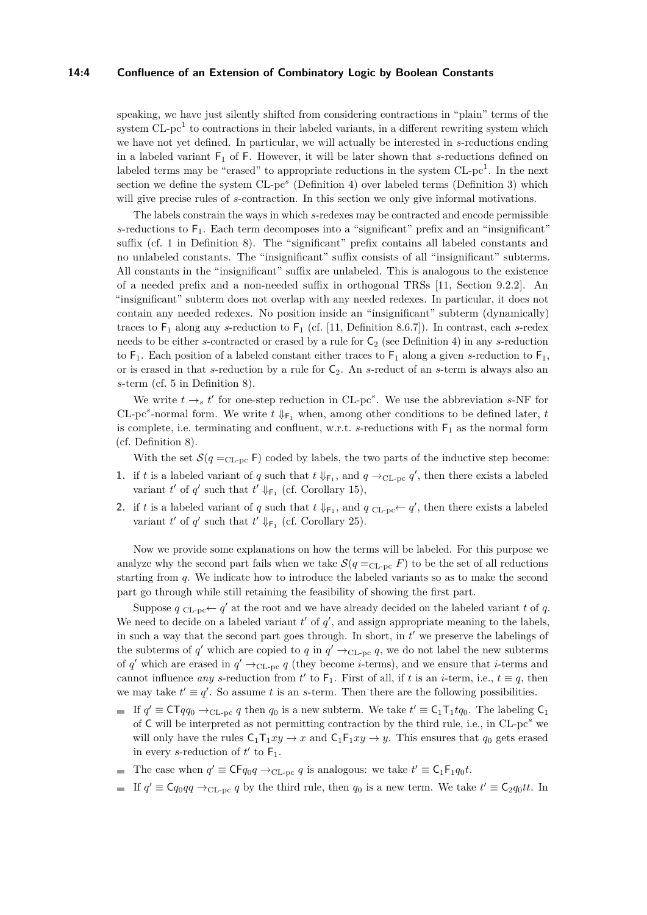speaking, we have just silently shifted from considering contractions in "plain" terms of the system CL-pc$^1$ to contractions in their labeled variants, in a different rewriting system which we have not yet defined. In particular, we will actually be interested in $s$-reductions ending in a labeled variant $\mathsf{F}_1$ of $\mathsf{F}$. However, it will be later shown that $s$-reductions defined on labeled terms may be "erased" to appropriate reductions in the system CL-pc$^1$. In the next section we define the system CL-pc$^s$ (Definition 4) over labeled terms (Definition 3) which will give precise rules of $s$-contraction. In this section we only give informal motivations.

The labels constrain the ways in which $s$-redexes may be contracted and encode permissible $s$-reductions to $\mathsf{F}_1$. Each term decomposes into a "significant" prefix and an "insignificant" suffix (cf. 1 in Definition 8). The "significant" prefix contains all labeled constants and no unlabeled constants. The "insignificant" suffix consists of all "insignificant" subterms. All constants in the "insignificant" suffix are unlabeled. This is analogous to the existence of a needed prefix and a non-needed suffix in orthogonal TRSs [11, Section 9.2.2]. An "insignificant" subterm does not overlap with any needed redexes. In particular, it does not contain any needed redexes. No position inside an "insignificant" subterm (dynamically) traces to $\mathsf{F}_1$ along any $s$-reduction to $\mathsf{F}_1$ (cf. [11, Definition 8.6.7]). In contrast, each $s$-redex needs to be either $s$-contracted or erased by a rule for $\mathsf{C}_2$ (see Definition 4) in any $s$-reduction to $\mathsf{F}_1$. Each position of a labeled constant either traces to $\mathsf{F}_1$ along a given $s$-reduction to $\mathsf{F}_1$, or is erased in that $s$-reduction by a rule for $\mathsf{C}_2$. An $s$-reduct of an $s$-term is always also an $s$-term (cf. 5 in Definition 8).

We write $t \to_s t'$ for one-step reduction in CL-pc$^s$. We use the abbreviation $s$-NF for CL-pc$^s$-normal form. We write $t \Downarrow_{\mathsf{F}_1}$ when, among other conditions to be defined later, $t$ is complete, i.e. terminating and confluent, w.r.t. $s$-reductions with $\mathsf{F}_1$ as the normal form (cf. Definition 8).

With the set $\mathcal{S}(q =_{\text{CL-pc}} \mathsf{F})$ coded by labels, the two parts of the inductive step become:

1. if $t$ is a labeled variant of $q$ such that $t \Downarrow_{\mathsf{F}_1}$, and $q \to_{\text{CL-pc}} q'$, then there exists a labeled variant $t'$ of $q'$ such that $t' \Downarrow_{\mathsf{F}_1}$ (cf. Corollary 15),
2. if $t$ is a labeled variant of $q$ such that $t \Downarrow_{\mathsf{F}_1}$, and $q \,{}_{\text{CL-pc}}\!\leftarrow q'$, then there exists a labeled variant $t'$ of $q'$ such that $t' \Downarrow_{\mathsf{F}_1}$ (cf. Corollary 25).

Now we provide some explanations on how the terms will be labeled. For this purpose we analyze why the second part fails when we take $\mathcal{S}(q =_{\text{CL-pc}} F)$ to be the set of all reductions starting from $q$. We indicate how to introduce the labeled variants so as to make the second part go through while still retaining the feasibility of showing the first part.

Suppose $q \,{}_{\text{CL-pc}}\!\leftarrow q'$ at the root and we have already decided on the labeled variant $t$ of $q$. We need to decide on a labeled variant $t'$ of $q'$, and assign appropriate meaning to the labels, in such a way that the second part goes through. In short, in $t'$ we preserve the labelings of the subterms of $q'$ which are copied to $q$ in $q' \to_{\text{CL-pc}} q$, we do not label the new subterms of $q'$ which are erased in $q' \to_{\text{CL-pc}} q$ (they become $i$-terms), and we ensure that $i$-terms and cannot influence *any* $s$-reduction from $t'$ to $\mathsf{F}_1$. First of all, if $t$ is an $i$-term, i.e., $t \equiv q$, then we may take $t' \equiv q'$. So assume $t$ is an $s$-term. Then there are the following possibilities.

- If $q' \equiv \mathsf{CT}qq_0 \to_{\text{CL-pc}} q$ then $q_0$ is a new subterm. We take $t' \equiv \mathsf{C}_1\mathsf{T}_1tq_0$. The labeling $\mathsf{C}_1$ of $\mathsf{C}$ will be interpreted as not permitting contraction by the third rule, i.e., in CL-pc$^s$ we will only have the rules $\mathsf{C}_1\mathsf{T}_1xy \to x$ and $\mathsf{C}_1\mathsf{F}_1xy \to y$. This ensures that $q_0$ gets erased in every $s$-reduction of $t'$ to $\mathsf{F}_1$.
- The case when $q' \equiv \mathsf{CF}q_0q \to_{\text{CL-pc}} q$ is analogous: we take $t' \equiv \mathsf{C}_1\mathsf{F}_1q_0t$.
- If $q' \equiv \mathsf{C}q_0qq \to_{\text{CL-pc}} q$ by the third rule, then $q_0$ is a new term. We take $t' \equiv \mathsf{C}_2q_0tt$. In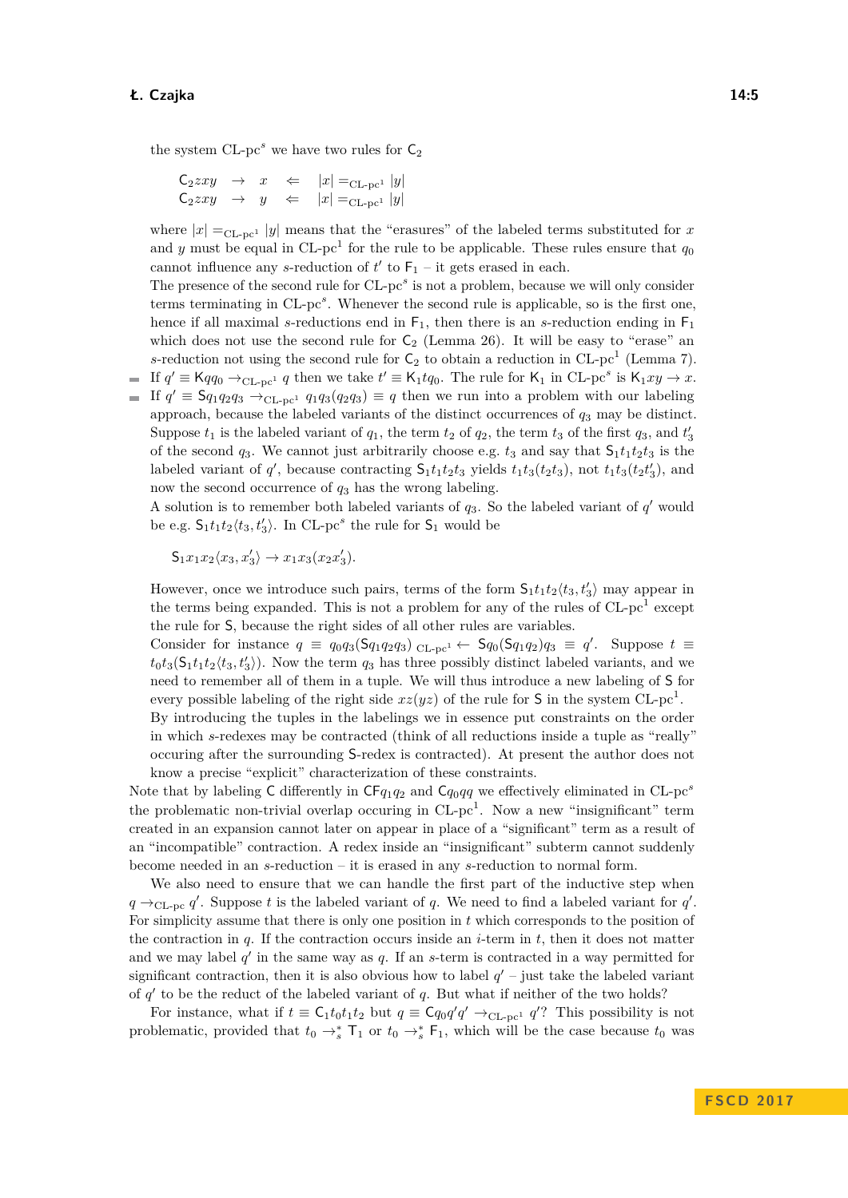the system CL-pc$^s$ we have two rules for $\mathsf{C}_2$

$$\begin{array}{lcl} \mathsf{C}_2 zxy & \to & x \quad \Leftarrow \quad |x| =_{\text{CL-pc}^1} |y| \\ \mathsf{C}_2 zxy & \to & y \quad \Leftarrow \quad |x| =_{\text{CL-pc}^1} |y| \end{array}$$

where $|x| =_{\text{CL-pc}^1} |y|$ means that the "erasures" of the labeled terms substituted for $x$ and $y$ must be equal in CL-pc$^1$ for the rule to be applicable. These rules ensure that $q_0$ cannot influence any $s$-reduction of $t'$ to $\mathsf{F}_1$ – it gets erased in each.

The presence of the second rule for CL-pc$^s$ is not a problem, because we will only consider terms terminating in CL-pc$^s$. Whenever the second rule is applicable, so is the first one, hence if all maximal $s$-reductions end in $\mathsf{F}_1$, then there is an $s$-reduction ending in $\mathsf{F}_1$ which does not use the second rule for $\mathsf{C}_2$ (Lemma 26). It will be easy to "erase" an $s$-reduction not using the second rule for $\mathsf{C}_2$ to obtain a reduction in CL-pc$^1$ (Lemma 7).

- If $q' \equiv \mathsf{K} q q_0 \to_{\text{CL-pc}^1} q$ then we take $t' \equiv \mathsf{K}_1 t q_0$. The rule for $\mathsf{K}_1$ in CL-pc$^s$ is $\mathsf{K}_1 xy \to x$.
- If $q' \equiv \mathsf{S} q_1 q_2 q_3 \to_{\text{CL-pc}^1} q_1 q_3 (q_2 q_3) \equiv q$ then we run into a problem with our labeling approach, because the labeled variants of the distinct occurrences of $q_3$ may be distinct. Suppose $t_1$ is the labeled variant of $q_1$, the term $t_2$ of $q_2$, the term $t_3$ of the first $q_3$, and $t_3'$ of the second $q_3$. We cannot just arbitrarily choose e.g. $t_3$ and say that $\mathsf{S}_1 t_1 t_2 t_3$ is the labeled variant of $q'$, because contracting $\mathsf{S}_1 t_1 t_2 t_3$ yields $t_1 t_3 (t_2 t_3)$, not $t_1 t_3 (t_2 t_3')$, and now the second occurrence of $q_3$ has the wrong labeling.

  A solution is to remember both labeled variants of $q_3$. So the labeled variant of $q'$ would be e.g. $\mathsf{S}_1 t_1 t_2 \langle t_3, t_3' \rangle$. In CL-pc$^s$ the rule for $\mathsf{S}_1$ would be

  $$\mathsf{S}_1 x_1 x_2 \langle x_3, x_3' \rangle \to x_1 x_3 (x_2 x_3').$$

  However, once we introduce such pairs, terms of the form $\mathsf{S}_1 t_1 t_2 \langle t_3, t_3' \rangle$ may appear in the terms being expanded. This is not a problem for any of the rules of CL-pc$^1$ except the rule for $\mathsf{S}$, because the right sides of all other rules are variables.

  Consider for instance $q \equiv q_0 q_3 (\mathsf{S} q_1 q_2 q_3) \;{}_{\text{CL-pc}^1}\!\!\leftarrow \mathsf{S} q_0 (\mathsf{S} q_1 q_2) q_3 \equiv q'$. Suppose $t \equiv t_0 t_3 (\mathsf{S}_1 t_1 t_2 \langle t_3, t_3' \rangle)$. Now the term $q_3$ has three possibly distinct labeled variants, and we need to remember all of them in a tuple. We will thus introduce a new labeling of $\mathsf{S}$ for every possible labeling of the right side $xz(yz)$ of the rule for $\mathsf{S}$ in the system CL-pc$^1$.

  By introducing the tuples in the labelings we in essence put constraints on the order in which $s$-redexes may be contracted (think of all reductions inside a tuple as "really" occuring after the surrounding $\mathsf{S}$-redex is contracted). At present the author does not know a precise "explicit" characterization of these constraints.

Note that by labeling $\mathsf{C}$ differently in $\mathsf{CF} q_1 q_2$ and $\mathsf{C} q_0 q q$ we effectively eliminated in CL-pc$^s$ the problematic non-trivial overlap occuring in CL-pc$^1$. Now a new "insignificant" term created in an expansion cannot later on appear in place of a "significant" term as a result of an "incompatible" contraction. A redex inside an "insignificant" subterm cannot suddenly become needed in an $s$-reduction – it is erased in any $s$-reduction to normal form.

We also need to ensure that we can handle the first part of the inductive step when $q \to_{\text{CL-pc}} q'$. Suppose $t$ is the labeled variant of $q$. We need to find a labeled variant for $q'$. For simplicity assume that there is only one position in $t$ which corresponds to the position of the contraction in $q$. If the contraction occurs inside an $i$-term in $t$, then it does not matter and we may label $q'$ in the same way as $q$. If an $s$-term is contracted in a way permitted for significant contraction, then it is also obvious how to label $q'$ – just take the labeled variant of $q'$ to be the reduct of the labeled variant of $q$. But what if neither of the two holds?

For instance, what if $t \equiv \mathsf{C}_1 t_0 t_1 t_2$ but $q \equiv \mathsf{C} q_0 q' q' \to_{\text{CL-pc}^1} q'$? This possibility is not problematic, provided that $t_0 \to_s^* \mathsf{T}_1$ or $t_0 \to_s^* \mathsf{F}_1$, which will be the case because $t_0$ was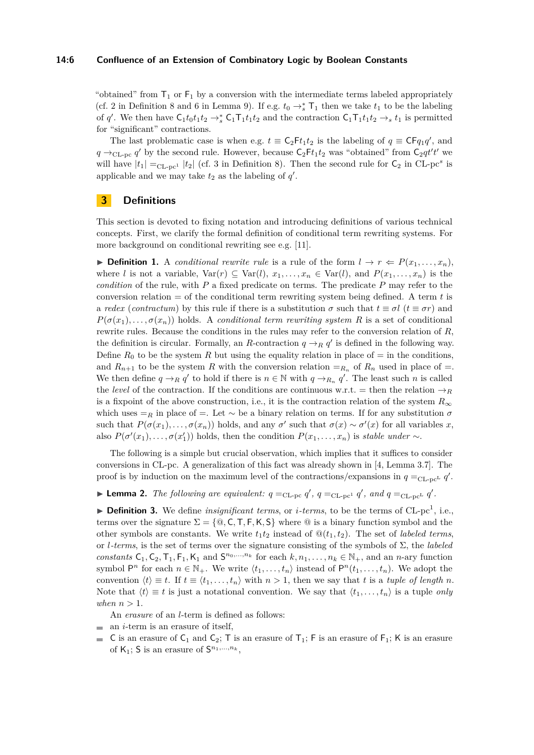"obtained" from $\mathsf{T}_1$ or $\mathsf{F}_1$ by a conversion with the intermediate terms labeled appropriately (cf. 2 in Definition 8 and 6 in Lemma 9). If e.g. $t_0 \to_s^* \mathsf{T}_1$ then we take $t_1$ to be the labeling of $q'$. We then have $\mathsf{C}_1 t_0 t_1 t_2 \to_s^* \mathsf{C}_1 \mathsf{T}_1 t_1 t_2$ and the contraction $\mathsf{C}_1 \mathsf{T}_1 t_1 t_2 \to_s t_1$ is permitted for "significant" contractions.

The last problematic case is when e.g. $t \equiv \mathsf{C}_2 \mathsf{F} t_1 t_2$ is the labeling of $q \equiv \mathsf{C} \mathsf{F} q_1 q'$, and $q \to_{\text{CL-pc}} q'$ by the second rule. However, because $\mathsf{C}_2 \mathsf{F} t_1 t_2$ was "obtained" from $\mathsf{C}_2 q t' t'$ we will have $|t_1| =_{\text{CL-pc}^1} |t_2|$ (cf. 3 in Definition 8). Then the second rule for $\mathsf{C}_2$ in CL-pc$^s$ is applicable and we may take $t_2$ as the labeling of $q'$.

## 3 Definitions

This section is devoted to fixing notation and introducing definitions of various technical concepts. First, we clarify the formal definition of conditional term rewriting systems. For more background on conditional rewriting see e.g. [11].

▶ **Definition 1.** A *conditional rewrite rule* is a rule of the form $l \to r \Leftarrow P(x_1, \ldots, x_n)$, where $l$ is not a variable, $\mathrm{Var}(r) \subseteq \mathrm{Var}(l)$, $x_1, \ldots, x_n \in \mathrm{Var}(l)$, and $P(x_1, \ldots, x_n)$ is the *condition* of the rule, with $P$ a fixed predicate on terms. The predicate $P$ may refer to the conversion relation $=$ of the conditional term rewriting system being defined. A term $t$ is a *redex* (*contractum*) by this rule if there is a substitution $\sigma$ such that $t \equiv \sigma l$ ($t \equiv \sigma r$) and $P(\sigma(x_1), \ldots, \sigma(x_n))$ holds. A *conditional term rewriting system* $R$ is a set of conditional rewrite rules. Because the conditions in the rules may refer to the conversion relation of $R$, the definition is circular. Formally, an $R$-contraction $q \to_R q'$ is defined in the following way. Define $R_0$ to be the system $R$ but using the equality relation in place of $=$ in the conditions, and $R_{n+1}$ to be the system $R$ with the conversion relation $=_{R_n}$ of $R_n$ used in place of $=$. We then define $q \to_R q'$ to hold if there is $n \in \mathbb{N}$ with $q \to_{R_n} q'$. The least such $n$ is called the *level* of the contraction. If the conditions are continuous w.r.t. $=$ then the relation $\to_R$ is a fixpoint of the above construction, i.e., it is the contraction relation of the system $R_\infty$ which uses $=_R$ in place of $=$. Let $\sim$ be a binary relation on terms. If for any substitution $\sigma$ such that $P(\sigma(x_1), \ldots, \sigma(x_n))$ holds, and any $\sigma'$ such that $\sigma(x) \sim \sigma'(x)$ for all variables $x$, also $P(\sigma'(x_1), \ldots, \sigma(x_1'))$ holds, then the condition $P(x_1, \ldots, x_n)$ is *stable under* $\sim$.

The following is a simple but crucial observation, which implies that it suffices to consider conversions in CL-pc. A generalization of this fact was already shown in [4, Lemma 3.7]. The proof is by induction on the maximum level of the contractions/expansions in $q =_{\text{CL-pc}^L} q'$.

▶ **Lemma 2.** *The following are equivalent:* $q =_{\text{CL-pc}} q'$, $q =_{\text{CL-pc}^1} q'$, *and* $q =_{\text{CL-pc}^L} q'$.

▶ **Definition 3.** We define *insignificant terms*, or *i-terms*, to be the terms of CL-pc$^1$, i.e., terms over the signature $\Sigma = \{@, \mathsf{C}, \mathsf{T}, \mathsf{F}, \mathsf{K}, \mathsf{S}\}$ where @ is a binary function symbol and the other symbols are constants. We write $t_1 t_2$ instead of $@(t_1, t_2)$. The set of *labeled terms*, or *l-terms*, is the set of terms over the signature consisting of the symbols of $\Sigma$, the *labeled constants* $\mathsf{C}_1, \mathsf{C}_2, \mathsf{T}_1, \mathsf{F}_1, \mathsf{K}_1$ and $\mathsf{S}^{n_0, \ldots, n_k}$ for each $k, n_1, \ldots, n_k \in \mathbb{N}_+$, and an $n$-ary function symbol $\mathsf{P}^n$ for each $n \in \mathbb{N}_+$. We write $\langle t_1, \ldots, t_n \rangle$ instead of $\mathsf{P}^n(t_1, \ldots, t_n)$. We adopt the convention $\langle t \rangle \equiv t$. If $t \equiv \langle t_1, \ldots, t_n \rangle$ with $n > 1$, then we say that $t$ is a *tuple of length* $n$. Note that $\langle t \rangle \equiv t$ is just a notational convention. We say that $\langle t_1, \ldots, t_n \rangle$ is a tuple *only when* $n > 1$.

An *erasure* of an *l*-term is defined as follows:

- an *i*-term is an erasure of itself,
- $\mathsf{C}$ is an erasure of $\mathsf{C}_1$ and $\mathsf{C}_2$; $\mathsf{T}$ is an erasure of $\mathsf{T}_1$; $\mathsf{F}$ is an erasure of $\mathsf{F}_1$; $\mathsf{K}$ is an erasure of $\mathsf{K}_1$; $\mathsf{S}$ is an erasure of $\mathsf{S}^{n_1, \ldots, n_k}$,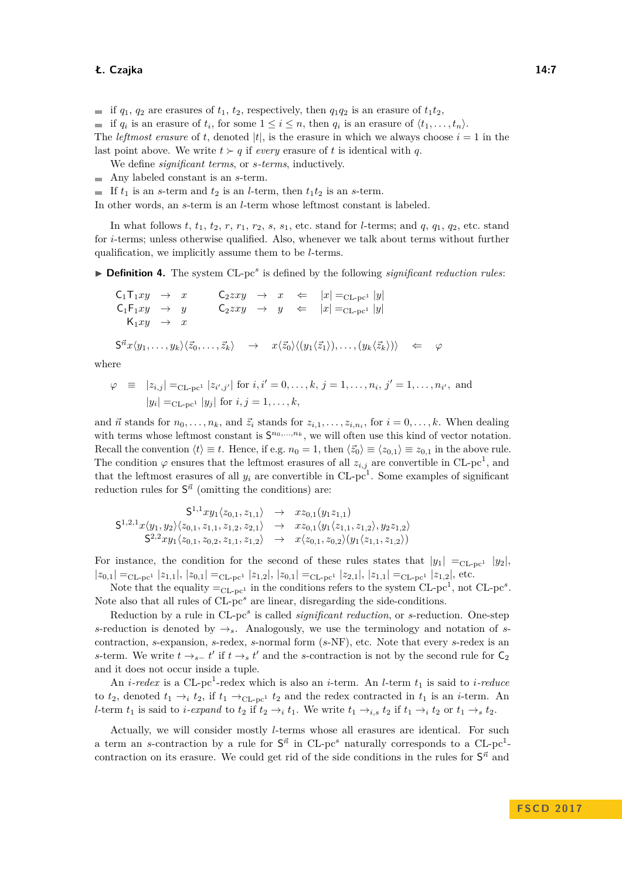- if $q_1$, $q_2$ are erasures of $t_1$, $t_2$, respectively, then $q_1 q_2$ is an erasure of $t_1 t_2$,
- if $q_i$ is an erasure of $t_i$, for some $1 \leq i \leq n$, then $q_i$ is an erasure of $\langle t_1, \ldots, t_n \rangle$.

The *leftmost erasure* of $t$, denoted $|t|$, is the erasure in which we always choose $i = 1$ in the last point above. We write $t \succ q$ if *every* erasure of $t$ is identical with $q$.

We define *significant terms*, or *s-terms*, inductively.

- Any labeled constant is an $s$-term.
- If $t_1$ is an $s$-term and $t_2$ is an $l$-term, then $t_1 t_2$ is an $s$-term.

In other words, an $s$-term is an $l$-term whose leftmost constant is labeled.

In what follows $t$, $t_1$, $t_2$, $r$, $r_1$, $r_2$, $s$, $s_1$, etc. stand for $l$-terms; and $q$, $q_1$, $q_2$, etc. stand for $i$-terms; unless otherwise qualified. Also, whenever we talk about terms without further qualification, we implicitly assume them to be $l$-terms.

▶ **Definition 4.** The system CL-pc$^s$ is defined by the following *significant reduction rules*:

$$
\begin{array}{rcl@{\qquad}rclcl}
\mathsf{C}_1\mathsf{T}_1 xy & \to & x & \mathsf{C}_2 zxy & \to & x & \Leftarrow & |x| =_{\text{CL-pc}^1} |y| \\
\mathsf{C}_1\mathsf{F}_1 xy & \to & y & \mathsf{C}_2 zxy & \to & y & \Leftarrow & |x| =_{\text{CL-pc}^1} |y| \\
\mathsf{K}_1 xy & \to & x & & & & &
\end{array}
$$

$$
\mathsf{S}^{\vec{n}} x \langle y_1, \ldots, y_k \rangle \langle \vec{z}_0, \ldots, \vec{z}_k \rangle \quad \to \quad x \langle \vec{z}_0 \rangle \langle (y_1 \langle \vec{z}_1 \rangle), \ldots, (y_k \langle \vec{z}_k \rangle) \rangle \quad \Leftarrow \quad \varphi
$$

where

$$
\begin{aligned}
\varphi \quad \equiv \quad & |z_{i,j}| =_{\text{CL-pc}^1} |z_{i',j'}| \text{ for } i, i' = 0, \ldots, k,\ j = 1, \ldots, n_i,\ j' = 1, \ldots, n_{i'}, \text{ and} \\
& |y_i| =_{\text{CL-pc}^1} |y_j| \text{ for } i, j = 1, \ldots, k,
\end{aligned}
$$

and $\vec{n}$ stands for $n_0, \ldots, n_k$, and $\vec{z}_i$ stands for $z_{i,1}, \ldots, z_{i,n_i}$, for $i = 0, \ldots, k$. When dealing with terms whose leftmost constant is $\mathsf{S}^{n_0,\ldots,n_k}$, we will often use this kind of vector notation. Recall the convention $\langle t \rangle \equiv t$. Hence, if e.g. $n_0 = 1$, then $\langle \vec{z}_0 \rangle \equiv \langle z_{0,1} \rangle \equiv z_{0,1}$ in the above rule. The condition $\varphi$ ensures that the leftmost erasures of all $z_{i,j}$ are convertible in CL-pc$^1$, and that the leftmost erasures of all $y_i$ are convertible in CL-pc$^1$. Some examples of significant reduction rules for $\mathsf{S}^{\vec{n}}$ (omitting the conditions) are:

$$
\begin{array}{rcl}
\mathsf{S}^{1,1} x y_1 \langle z_{0,1}, z_{1,1} \rangle & \to & x z_{0,1} (y_1 z_{1,1}) \\
\mathsf{S}^{1,2,1} x \langle y_1, y_2 \rangle \langle z_{0,1}, z_{1,1}, z_{1,2}, z_{2,1} \rangle & \to & x z_{0,1} \langle y_1 \langle z_{1,1}, z_{1,2} \rangle, y_2 z_{1,2} \rangle \\
\mathsf{S}^{2,2} x y_1 \langle z_{0,1}, z_{0,2}, z_{1,1}, z_{1,2} \rangle & \to & x \langle z_{0,1}, z_{0,2} \rangle (y_1 \langle z_{1,1}, z_{1,2} \rangle)
\end{array}
$$

For instance, the condition for the second of these rules states that $|y_1| =_{\text{CL-pc}^1} |y_2|$, $|z_{0,1}| =_{\text{CL-pc}^1} |z_{1,1}|$, $|z_{0,1}| =_{\text{CL-pc}^1} |z_{1,2}|$, $|z_{0,1}| =_{\text{CL-pc}^1} |z_{2,1}|$, $|z_{1,1}| =_{\text{CL-pc}^1} |z_{1,2}|$, etc.

Note that the equality $=_{\text{CL-pc}^1}$ in the conditions refers to the system CL-pc$^1$, not CL-pc$^s$. Note also that all rules of CL-pc$^s$ are linear, disregarding the side-conditions.

Reduction by a rule in CL-pc$^s$ is called *significant reduction*, or *s*-reduction. One-step $s$-reduction is denoted by $\to_s$. Analogously, we use the terminology and notation of $s$-contraction, $s$-expansion, $s$-redex, $s$-normal form ($s$-NF), etc. Note that every $s$-redex is an $s$-term. We write $t \to_{s-} t'$ if $t \to_s t'$ and the $s$-contraction is not by the second rule for $\mathsf{C}_2$ and it does not occur inside a tuple.

An *i-redex* is a CL-pc$^1$-redex which is also an $i$-term. An $l$-term $t_1$ is said to *i-reduce* to $t_2$, denoted $t_1 \to_i t_2$, if $t_1 \to_{\text{CL-pc}^1} t_2$ and the redex contracted in $t_1$ is an $i$-term. An $l$-term $t_1$ is said to *i-expand* to $t_2$ if $t_2 \to_i t_1$. We write $t_1 \to_{i,s} t_2$ if $t_1 \to_i t_2$ or $t_1 \to_s t_2$.

Actually, we will consider mostly $l$-terms whose all erasures are identical. For such a term an $s$-contraction by a rule for $\mathsf{S}^{\vec{n}}$ in CL-pc$^s$ naturally corresponds to a CL-pc$^1$-contraction on its erasure. We could get rid of the side conditions in the rules for $\mathsf{S}^{\vec{n}}$ and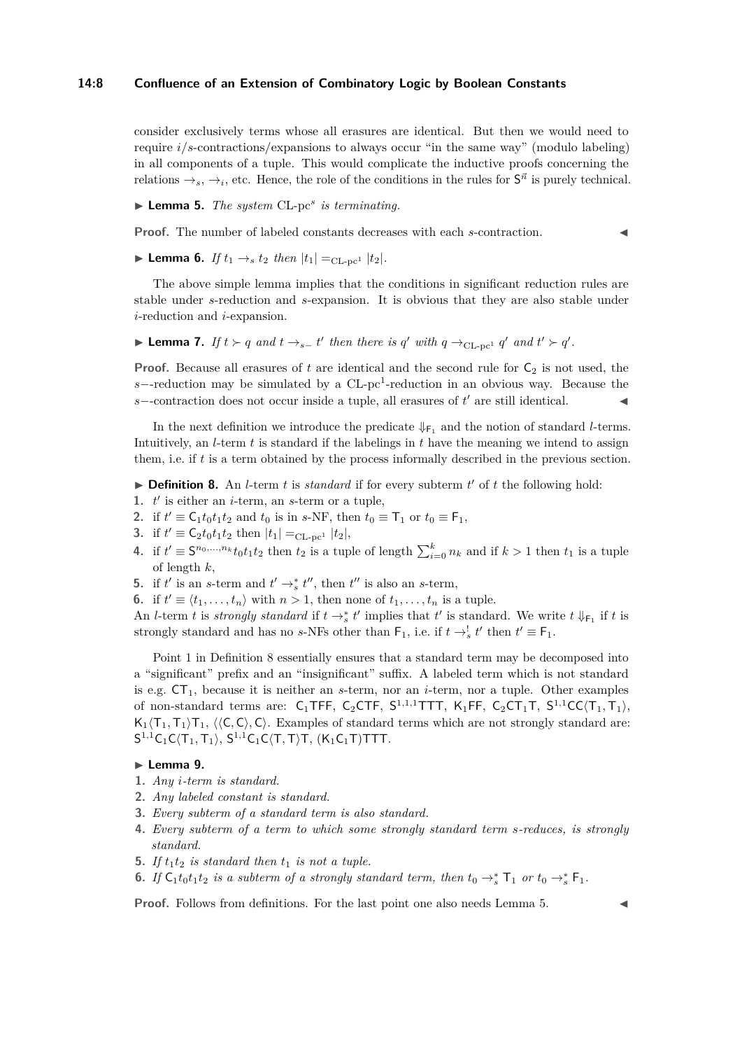consider exclusively terms whose all erasures are identical. But then we would need to require $i/s$-contractions/expansions to always occur "in the same way" (modulo labeling) in all components of a tuple. This would complicate the inductive proofs concerning the relations $\to_s$, $\to_i$, etc. Hence, the role of the conditions in the rules for $\mathsf{S}^{\vec{n}}$ is purely technical.

▶ **Lemma 5.** *The system* CL-pc$^s$ *is terminating.*

**Proof.** The number of labeled constants decreases with each $s$-contraction. ◀

▶ **Lemma 6.** *If* $t_1 \to_s t_2$ *then* $|t_1| =_{\text{CL-pc}^1} |t_2|$.

The above simple lemma implies that the conditions in significant reduction rules are stable under $s$-reduction and $s$-expansion. It is obvious that they are also stable under $i$-reduction and $i$-expansion.

▶ **Lemma 7.** *If* $t \succ q$ *and* $t \to_{s-} t'$ *then there is* $q'$ *with* $q \to_{\text{CL-pc}^1} q'$ *and* $t' \succ q'$.

**Proof.** Because all erasures of $t$ are identical and the second rule for $\mathsf{C}_2$ is not used, the $s-$-reduction may be simulated by a CL-pc$^1$-reduction in an obvious way. Because the $s-$-contraction does not occur inside a tuple, all erasures of $t'$ are still identical. ◀

In the next definition we introduce the predicate $\Downarrow_{\mathsf{F}_1}$ and the notion of standard $l$-terms. Intuitively, an $l$-term $t$ is standard if the labelings in $t$ have the meaning we intend to assign them, i.e. if $t$ is a term obtained by the process informally described in the previous section.

▶ **Definition 8.** An $l$-term $t$ is *standard* if for every subterm $t'$ of $t$ the following hold:

1. $t'$ is either an $i$-term, an $s$-term or a tuple,
2. if $t' \equiv \mathsf{C}_1 t_0 t_1 t_2$ and $t_0$ is in $s$-NF, then $t_0 \equiv \mathsf{T}_1$ or $t_0 \equiv \mathsf{F}_1$,
3. if $t' \equiv \mathsf{C}_2 t_0 t_1 t_2$ then $|t_1| =_{\text{CL-pc}^1} |t_2|$,
4. if $t' \equiv \mathsf{S}^{n_0,\ldots,n_k} t_0 t_1 t_2$ then $t_2$ is a tuple of length $\sum_{i=0}^{k} n_k$ and if $k > 1$ then $t_1$ is a tuple of length $k$,
5. if $t'$ is an $s$-term and $t' \to_s^* t''$, then $t''$ is also an $s$-term,
6. if $t' \equiv \langle t_1, \ldots, t_n \rangle$ with $n > 1$, then none of $t_1, \ldots, t_n$ is a tuple.

An $l$-term $t$ is *strongly standard* if $t \to_s^* t'$ implies that $t'$ is standard. We write $t \Downarrow_{\mathsf{F}_1}$ if $t$ is strongly standard and has no $s$-NFs other than $\mathsf{F}_1$, i.e. if $t \to_s^! t'$ then $t' \equiv \mathsf{F}_1$.

Point 1 in Definition 8 essentially ensures that a standard term may be decomposed into a "significant" prefix and an "insignificant" suffix. A labeled term which is not standard is e.g. $\mathsf{C}\mathsf{T}_1$, because it is neither an $s$-term, nor an $i$-term, nor a tuple. Other examples of non-standard terms are: $\mathsf{C}_1\mathsf{T}\mathsf{F}\mathsf{F}$, $\mathsf{C}_2\mathsf{C}\mathsf{T}\mathsf{F}$, $\mathsf{S}^{1,1,1}\mathsf{T}\mathsf{T}\mathsf{T}$, $\mathsf{K}_1\mathsf{F}\mathsf{F}$, $\mathsf{C}_2\mathsf{C}\mathsf{T}_1\mathsf{T}$, $\mathsf{S}^{1,1}\mathsf{C}\mathsf{C}\langle \mathsf{T}_1, \mathsf{T}_1 \rangle$, $\mathsf{K}_1\langle \mathsf{T}_1, \mathsf{T}_1 \rangle \mathsf{T}_1$, $\langle \langle \mathsf{C}, \mathsf{C} \rangle, \mathsf{C} \rangle$. Examples of standard terms which are not strongly standard are: $\mathsf{S}^{1,1}\mathsf{C}_1\mathsf{C}\langle \mathsf{T}_1, \mathsf{T}_1 \rangle$, $\mathsf{S}^{1,1}\mathsf{C}_1\mathsf{C}\langle \mathsf{T}, \mathsf{T} \rangle \mathsf{T}$, $(\mathsf{K}_1\mathsf{C}_1\mathsf{T})\mathsf{T}\mathsf{T}\mathsf{T}$.

▶ **Lemma 9.**

1. *Any $i$-term is standard.*
2. *Any labeled constant is standard.*
3. *Every subterm of a standard term is also standard.*
4. *Every subterm of a term to which some strongly standard term $s$-reduces, is strongly standard.*
5. *If $t_1 t_2$ is standard then $t_1$ is not a tuple.*
6. *If $\mathsf{C}_1 t_0 t_1 t_2$ is a subterm of a strongly standard term, then $t_0 \to_s^* \mathsf{T}_1$ or $t_0 \to_s^* \mathsf{F}_1$.*

**Proof.** Follows from definitions. For the last point one also needs Lemma 5. ◀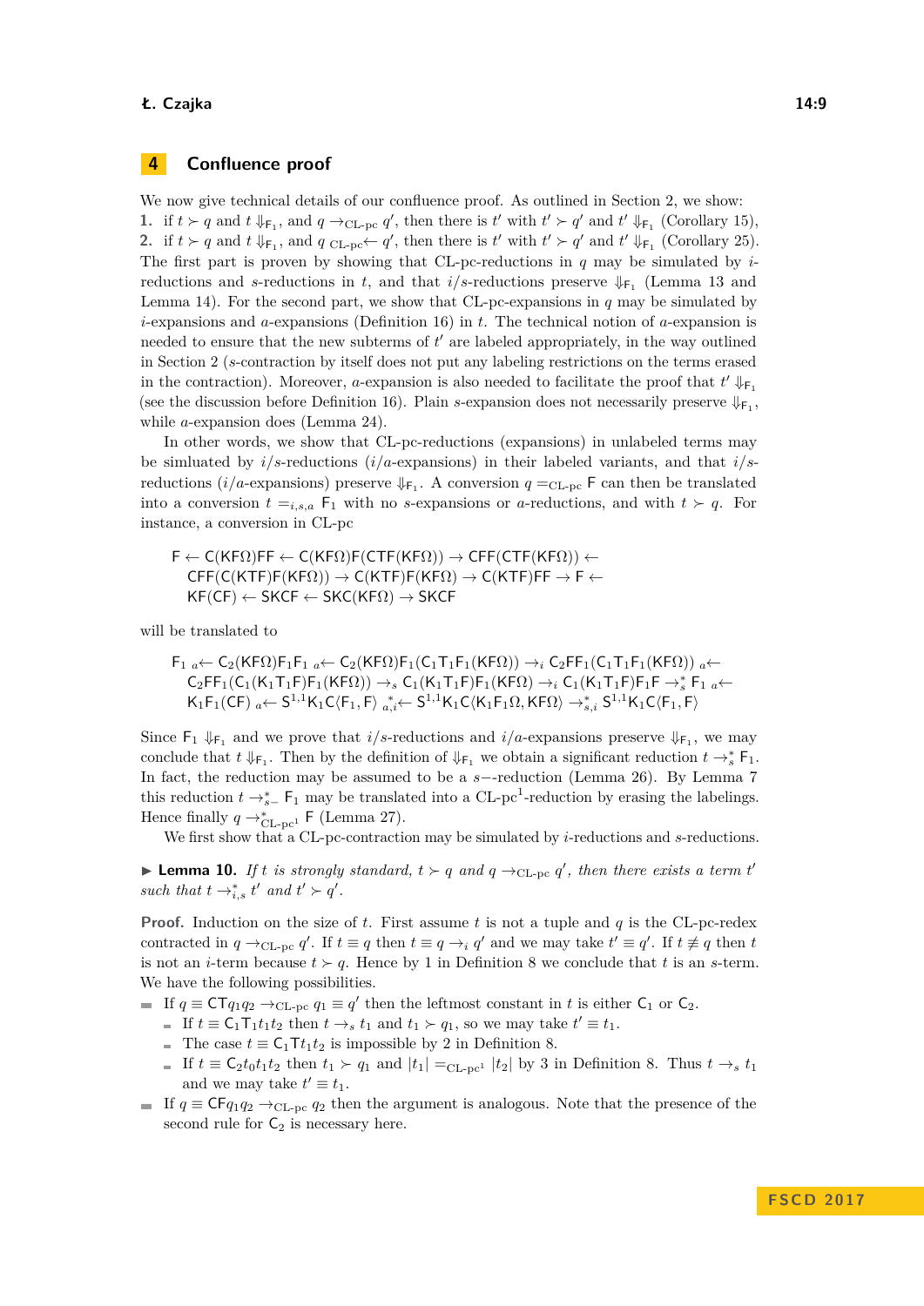## 4 Confluence proof

We now give technical details of our confluence proof. As outlined in Section 2, we show:

1. if $t \succ q$ and $t \Downarrow_{\mathsf{F}_1}$, and $q \to_{\text{CL-pc}} q'$, then there is $t'$ with $t' \succ q'$ and $t' \Downarrow_{\mathsf{F}_1}$ (Corollary 15),
2. if $t \succ q$ and $t \Downarrow_{\mathsf{F}_1}$, and $q \;{}_{\text{CL-pc}}\!\!\leftarrow q'$, then there is $t'$ with $t' \succ q'$ and $t' \Downarrow_{\mathsf{F}_1}$ (Corollary 25).

The first part is proven by showing that CL-pc-reductions in $q$ may be simulated by $i$-reductions and $s$-reductions in $t$, and that $i/s$-reductions preserve $\Downarrow_{\mathsf{F}_1}$ (Lemma 13 and Lemma 14). For the second part, we show that CL-pc-expansions in $q$ may be simulated by $i$-expansions and $a$-expansions (Definition 16) in $t$. The technical notion of $a$-expansion is needed to ensure that the new subterms of $t'$ are labeled appropriately, in the way outlined in Section 2 ($s$-contraction by itself does not put any labeling restrictions on the terms erased in the contraction). Moreover, $a$-expansion is also needed to facilitate the proof that $t' \Downarrow_{\mathsf{F}_1}$ (see the discussion before Definition 16). Plain $s$-expansion does not necessarily preserve $\Downarrow_{\mathsf{F}_1}$, while $a$-expansion does (Lemma 24).

In other words, we show that CL-pc-reductions (expansions) in unlabeled terms may be simluated by $i/s$-reductions ($i/a$-expansions) in their labeled variants, and that $i/s$-reductions ($i/a$-expansions) preserve $\Downarrow_{\mathsf{F}_1}$. A conversion $q =_{\text{CL-pc}} \mathsf{F}$ can then be translated into a conversion $t =_{i,s,a} \mathsf{F}_1$ with no $s$-expansions or $a$-reductions, and with $t \succ q$. For instance, a conversion in CL-pc

$$
\begin{aligned}
&\mathsf{F} \leftarrow \mathsf{C}(\mathsf{K}\mathsf{F}\Omega)\mathsf{F}\mathsf{F} \leftarrow \mathsf{C}(\mathsf{K}\mathsf{F}\Omega)\mathsf{F}(\mathsf{C}\mathsf{T}\mathsf{F}(\mathsf{K}\mathsf{F}\Omega)) \to \mathsf{C}\mathsf{F}\mathsf{F}(\mathsf{C}\mathsf{T}\mathsf{F}(\mathsf{K}\mathsf{F}\Omega)) \leftarrow \\
&\quad \mathsf{C}\mathsf{F}\mathsf{F}(\mathsf{C}(\mathsf{K}\mathsf{T}\mathsf{F})\mathsf{F}(\mathsf{K}\mathsf{F}\Omega)) \to \mathsf{C}(\mathsf{K}\mathsf{T}\mathsf{F})\mathsf{F}(\mathsf{K}\mathsf{F}\Omega) \to \mathsf{C}(\mathsf{K}\mathsf{T}\mathsf{F})\mathsf{F}\mathsf{F} \to \mathsf{F} \leftarrow \\
&\quad \mathsf{K}\mathsf{F}(\mathsf{C}\mathsf{F}) \leftarrow \mathsf{S}\mathsf{K}\mathsf{C}\mathsf{F} \leftarrow \mathsf{S}\mathsf{K}\mathsf{C}(\mathsf{K}\mathsf{F}\Omega) \to \mathsf{S}\mathsf{K}\mathsf{C}\mathsf{F}
\end{aligned}
$$

will be translated to

$$
\begin{aligned}
&\mathsf{F}_1 \;{}_a\!\!\leftarrow \mathsf{C}_2(\mathsf{K}\mathsf{F}\Omega)\mathsf{F}_1\mathsf{F}_1 \;{}_a\!\!\leftarrow \mathsf{C}_2(\mathsf{K}\mathsf{F}\Omega)\mathsf{F}_1(\mathsf{C}_1\mathsf{T}_1\mathsf{F}_1(\mathsf{K}\mathsf{F}\Omega)) \to_i \mathsf{C}_2\mathsf{F}\mathsf{F}_1(\mathsf{C}_1\mathsf{T}_1\mathsf{F}_1(\mathsf{K}\mathsf{F}\Omega)) \;{}_a\!\!\leftarrow \\
&\quad \mathsf{C}_2\mathsf{F}\mathsf{F}_1(\mathsf{C}_1(\mathsf{K}_1\mathsf{T}_1\mathsf{F})\mathsf{F}_1(\mathsf{K}\mathsf{F}\Omega)) \to_s \mathsf{C}_1(\mathsf{K}_1\mathsf{T}_1\mathsf{F})\mathsf{F}_1(\mathsf{K}\mathsf{F}\Omega) \to_i \mathsf{C}_1(\mathsf{K}_1\mathsf{T}_1\mathsf{F})\mathsf{F}_1\mathsf{F} \to_s^* \mathsf{F}_1 \;{}_a\!\!\leftarrow \\
&\quad \mathsf{K}_1\mathsf{F}_1(\mathsf{C}\mathsf{F}) \;{}_a\!\!\leftarrow \mathsf{S}^{1,1}\mathsf{K}_1\mathsf{C}\langle\mathsf{F}_1,\mathsf{F}\rangle \;{}_{a,i}^{\;*}\!\!\leftarrow \mathsf{S}^{1,1}\mathsf{K}_1\mathsf{C}\langle\mathsf{K}_1\mathsf{F}_1\Omega,\mathsf{K}\mathsf{F}\Omega\rangle \to_{s,i}^* \mathsf{S}^{1,1}\mathsf{K}_1\mathsf{C}\langle\mathsf{F}_1,\mathsf{F}\rangle
\end{aligned}
$$

Since $\mathsf{F}_1 \Downarrow_{\mathsf{F}_1}$ and we prove that $i/s$-reductions and $i/a$-expansions preserve $\Downarrow_{\mathsf{F}_1}$, we may conclude that $t \Downarrow_{\mathsf{F}_1}$. Then by the definition of $\Downarrow_{\mathsf{F}_1}$ we obtain a significant reduction $t \to_s^* \mathsf{F}_1$. In fact, the reduction may be assumed to be a $s-$-reduction (Lemma 26). By Lemma 7 this reduction $t \to_{s-}^* \mathsf{F}_1$ may be translated into a CL-pc[1]-reduction by erasing the labelings. Hence finally $q \to_{\text{CL-pc}^1}^* \mathsf{F}$ (Lemma 27).

We first show that a CL-pc-contraction may be simulated by $i$-reductions and $s$-reductions.

**▶ Lemma 10.** *If $t$ is strongly standard, $t \succ q$ and $q \to_{\text{CL-pc}} q'$, then there exists a term $t'$ such that $t \to_{i,s}^* t'$ and $t' \succ q'$.*

**Proof.** Induction on the size of $t$. First assume $t$ is not a tuple and $q$ is the CL-pc-redex contracted in $q \to_{\text{CL-pc}} q'$. If $t \equiv q$ then $t \equiv q \to_i q'$ and we may take $t' \equiv q'$. If $t \not\equiv q$ then $t$ is not an $i$-term because $t \succ q$. Hence by 1 in Definition 8 we conclude that $t$ is an $s$-term. We have the following possibilities.

- If $q \equiv \mathsf{C}\mathsf{T}q_1q_2 \to_{\text{CL-pc}} q_1 \equiv q'$ then the leftmost constant in $t$ is either $\mathsf{C}_1$ or $\mathsf{C}_2$.
  - If $t \equiv \mathsf{C}_1\mathsf{T}_1t_1t_2$ then $t \to_s t_1$ and $t_1 \succ q_1$, so we may take $t' \equiv t_1$.
  - The case $t \equiv \mathsf{C}_1\mathsf{T}t_1t_2$ is impossible by 2 in Definition 8.
  - If $t \equiv \mathsf{C}_2t_0t_1t_2$ then $t_1 \succ q_1$ and $|t_1| =_{\text{CL-pc}^1} |t_2|$ by 3 in Definition 8. Thus $t \to_s t_1$ and we may take $t' \equiv t_1$.
- If $q \equiv \mathsf{C}\mathsf{F}q_1q_2 \to_{\text{CL-pc}} q_2$ then the argument is analogous. Note that the presence of the second rule for $\mathsf{C}_2$ is necessary here.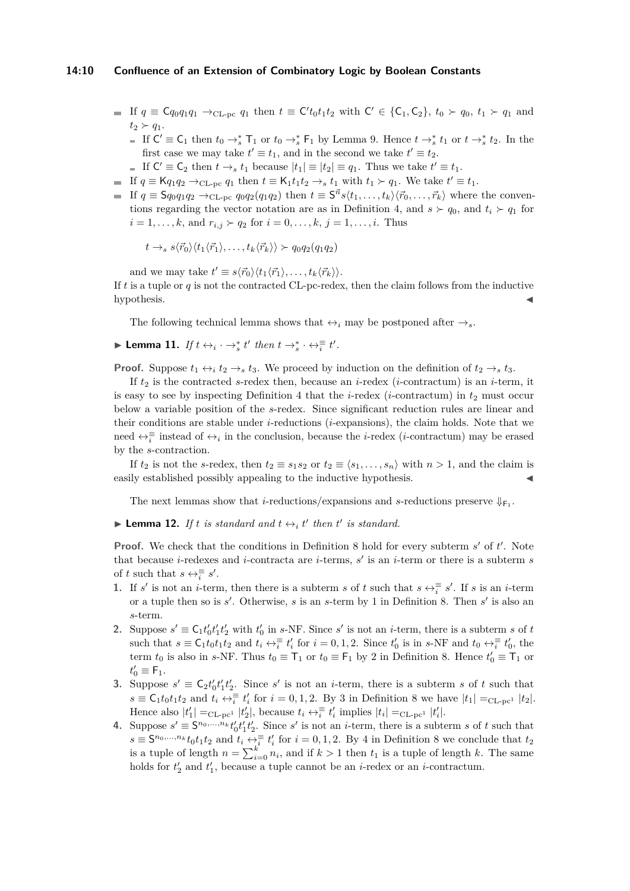- If $q \equiv \mathsf{C} q_0 q_1 q_1 \to_{\text{CL-pc}} q_1$ then $t \equiv \mathsf{C}' t_0 t_1 t_2$ with $\mathsf{C}' \in \{\mathsf{C}_1, \mathsf{C}_2\}$, $t_0 \succ q_0$, $t_1 \succ q_1$ and $t_2 \succ q_1$.
  - If $\mathsf{C}' \equiv \mathsf{C}_1$ then $t_0 \to_s^* \mathsf{T}_1$ or $t_0 \to_s^* \mathsf{F}_1$ by Lemma 9. Hence $t \to_s^* t_1$ or $t \to_s^* t_2$. In the first case we may take $t' \equiv t_1$, and in the second we take $t' \equiv t_2$.
  - If $\mathsf{C}' \equiv \mathsf{C}_2$ then $t \to_s t_1$ because $|t_1| \equiv |t_2| \equiv q_1$. Thus we take $t' \equiv t_1$.
- If $q \equiv \mathsf{K} q_1 q_2 \to_{\text{CL-pc}} q_1$ then $t \equiv \mathsf{K}_1 t_1 t_2 \to_s t_1$ with $t_1 \succ q_1$. We take $t' \equiv t_1$.
- If $q \equiv \mathsf{S} q_0 q_1 q_2 \to_{\text{CL-pc}} q_0 q_2 (q_1 q_2)$ then $t \equiv \mathsf{S}^{\vec{n}} s \langle t_1, \ldots, t_k \rangle \langle \vec{r}_0, \ldots, \vec{r}_k \rangle$ where the conventions regarding the vector notation are as in Definition 4, and $s \succ q_0$, and $t_i \succ q_1$ for $i = 1, \ldots, k$, and $r_{i,j} \succ q_2$ for $i = 0, \ldots, k$, $j = 1, \ldots, i$. Thus

$$t \to_s s\langle \vec{r}_0 \rangle \langle t_1 \langle \vec{r}_1 \rangle, \ldots, t_k \langle \vec{r}_k \rangle \rangle \succ q_0 q_2 (q_1 q_2)$$

  and we may take $t' \equiv s\langle \vec{r}_0 \rangle \langle t_1 \langle \vec{r}_1 \rangle, \ldots, t_k \langle \vec{r}_k \rangle \rangle$.

If $t$ is a tuple or $q$ is not the contracted CL-pc-redex, then the claim follows from the inductive hypothesis. ◀

The following technical lemma shows that $\leftrightarrow_i$ may be postponed after $\to_s$.

▶ **Lemma 11.** *If $t \leftrightarrow_i \cdot \to_s^* t'$ then $t \to_s^* \cdot \leftrightarrow_i^{\equiv} t'$.*

**Proof.** Suppose $t_1 \leftrightarrow_i t_2 \to_s t_3$. We proceed by induction on the definition of $t_2 \to_s t_3$.

If $t_2$ is the contracted $s$-redex then, because an $i$-redex ($i$-contractum) is an $i$-term, it is easy to see by inspecting Definition 4 that the $i$-redex ($i$-contractum) in $t_2$ must occur below a variable position of the $s$-redex. Since significant reduction rules are linear and their conditions are stable under $i$-reductions ($i$-expansions), the claim holds. Note that we need $\leftrightarrow_i^{\equiv}$ instead of $\leftrightarrow_i$ in the conclusion, because the $i$-redex ($i$-contractum) may be erased by the $s$-contraction.

If $t_2$ is not the $s$-redex, then $t_2 \equiv s_1 s_2$ or $t_2 \equiv \langle s_1, \ldots, s_n \rangle$ with $n > 1$, and the claim is easily established possibly appealing to the inductive hypothesis. ◀

The next lemmas show that $i$-reductions/expansions and $s$-reductions preserve $\Downarrow_{\mathsf{F}_1}$.

▶ **Lemma 12.** *If $t$ is standard and $t \leftrightarrow_i t'$ then $t'$ is standard.*

**Proof.** We check that the conditions in Definition 8 hold for every subterm $s'$ of $t'$. Note that because $i$-redexes and $i$-contracta are $i$-terms, $s'$ is an $i$-term or there is a subterm $s$ of $t$ such that $s \leftrightarrow_i^{\equiv} s'$.

1. If $s'$ is not an $i$-term, then there is a subterm $s$ of $t$ such that $s \leftrightarrow_i^{\equiv} s'$. If $s$ is an $i$-term or a tuple then so is $s'$. Otherwise, $s$ is an $s$-term by 1 in Definition 8. Then $s'$ is also an $s$-term.
2. Suppose $s' \equiv \mathsf{C}_1 t_0' t_1' t_2'$ with $t_0'$ in $s$-NF. Since $s'$ is not an $i$-term, there is a subterm $s$ of $t$ such that $s \equiv \mathsf{C}_1 t_0 t_1 t_2$ and $t_i \leftrightarrow_i^{\equiv} t_i'$ for $i = 0, 1, 2$. Since $t_0'$ is in $s$-NF and $t_0 \leftrightarrow_i^{\equiv} t_0'$, the term $t_0$ is also in $s$-NF. Thus $t_0 \equiv \mathsf{T}_1$ or $t_0 \equiv \mathsf{F}_1$ by 2 in Definition 8. Hence $t_0' \equiv \mathsf{T}_1$ or $t_0' \equiv \mathsf{F}_1$.
3. Suppose $s' \equiv \mathsf{C}_2 t_0' t_1' t_2'$. Since $s'$ is not an $i$-term, there is a subterm $s$ of $t$ such that $s \equiv \mathsf{C}_1 t_0 t_1 t_2$ and $t_i \leftrightarrow_i^{\equiv} t_i'$ for $i = 0, 1, 2$. By 3 in Definition 8 we have $|t_1| =_{\text{CL-pc}^1} |t_2|$. Hence also $|t_1'| =_{\text{CL-pc}^1} |t_2'|$, because $t_i \leftrightarrow_i^{\equiv} t_i'$ implies $|t_i| =_{\text{CL-pc}^1} |t_i'|$.
4. Suppose $s' \equiv \mathsf{S}^{n_0, \ldots, n_k} t_0' t_1' t_2'$. Since $s'$ is not an $i$-term, there is a subterm $s$ of $t$ such that $s \equiv \mathsf{S}^{n_0, \ldots, n_k} t_0 t_1 t_2$ and $t_i \leftrightarrow_i^{\equiv} t_i'$ for $i = 0, 1, 2$. By 4 in Definition 8 we conclude that $t_2$ is a tuple of length $n = \sum_{i=0}^{k} n_i$, and if $k > 1$ then $t_1$ is a tuple of length $k$. The same holds for $t_2'$ and $t_1'$, because a tuple cannot be an $i$-redex or an $i$-contractum.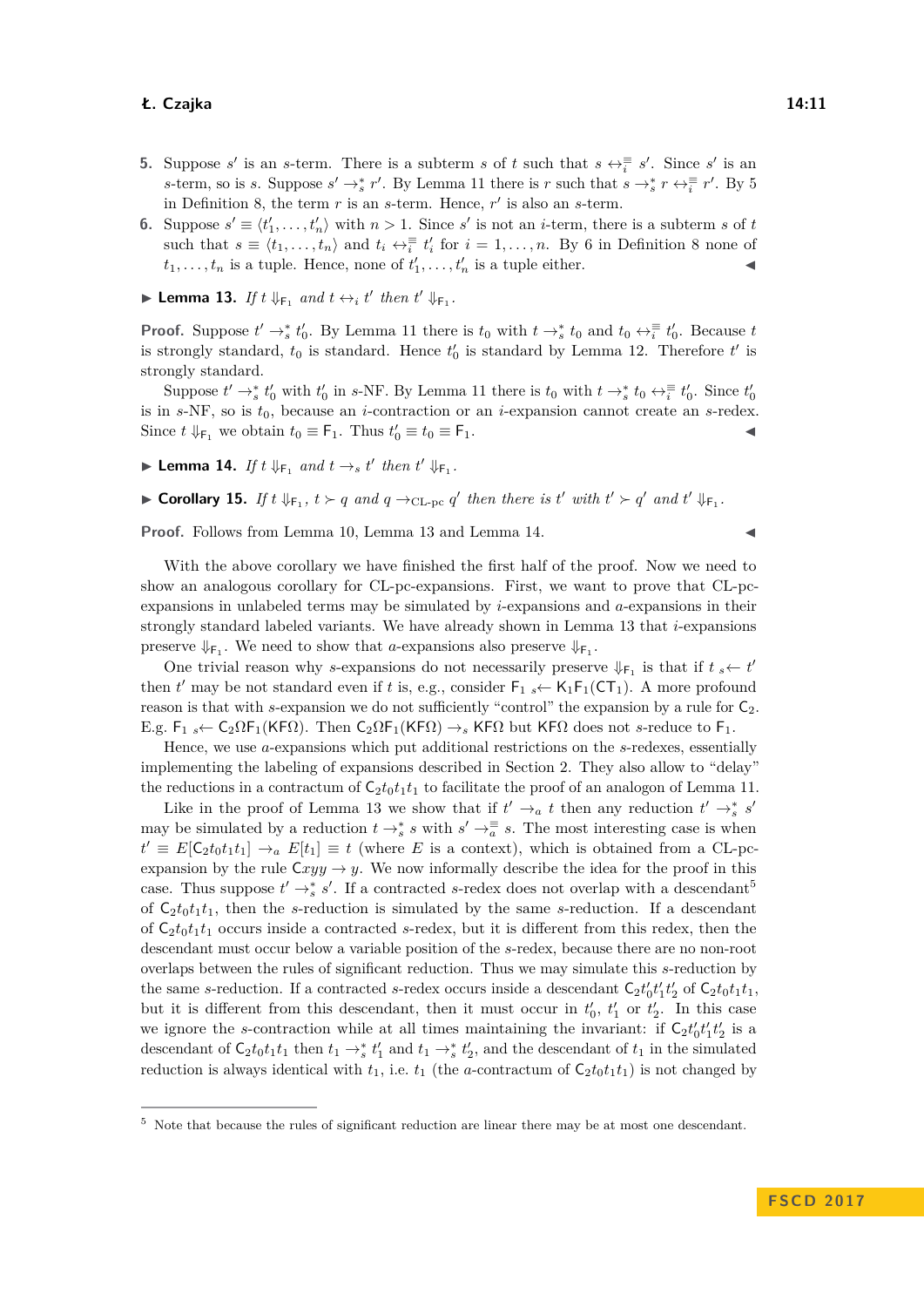5. Suppose $s'$ is an $s$-term. There is a subterm $s$ of $t$ such that $s \leftrightarrow_i^{\equiv} s'$. Since $s'$ is an $s$-term, so is $s$. Suppose $s' \to_s^* r'$. By Lemma 11 there is $r$ such that $s \to_s^* r \leftrightarrow_i^{\equiv} r'$. By 5 in Definition 8, the term $r$ is an $s$-term. Hence, $r'$ is also an $s$-term.
6. Suppose $s' \equiv \langle t_1', \ldots, t_n' \rangle$ with $n > 1$. Since $s'$ is not an $i$-term, there is a subterm $s$ of $t$ such that $s \equiv \langle t_1, \ldots, t_n \rangle$ and $t_i \leftrightarrow_i^{\equiv} t_i'$ for $i = 1, \ldots, n$. By 6 in Definition 8 none of $t_1, \ldots, t_n$ is a tuple. Hence, none of $t_1', \ldots, t_n'$ is a tuple either. ◂

▶ **Lemma 13.** *If $t \Downarrow_{\mathsf{F}_1}$ and $t \leftrightarrow_i t'$ then $t' \Downarrow_{\mathsf{F}_1}$.*

**Proof.** Suppose $t' \to_s^* t_0'$. By Lemma 11 there is $t_0$ with $t \to_s^* t_0$ and $t_0 \leftrightarrow_i^{\equiv} t_0'$. Because $t$ is strongly standard, $t_0$ is standard. Hence $t_0'$ is standard by Lemma 12. Therefore $t'$ is strongly standard.

Suppose $t' \to_s^* t_0'$ with $t_0'$ in $s$-NF. By Lemma 11 there is $t_0$ with $t \to_s^* t_0 \leftrightarrow_i^{\equiv} t_0'$. Since $t_0'$ is in $s$-NF, so is $t_0$, because an $i$-contraction or an $i$-expansion cannot create an $s$-redex. Since $t \Downarrow_{\mathsf{F}_1}$ we obtain $t_0 \equiv \mathsf{F}_1$. Thus $t_0' \equiv t_0 \equiv \mathsf{F}_1$. ◂

▶ **Lemma 14.** *If $t \Downarrow_{\mathsf{F}_1}$ and $t \to_s t'$ then $t' \Downarrow_{\mathsf{F}_1}$.*

▶ **Corollary 15.** *If $t \Downarrow_{\mathsf{F}_1}$, $t \succ q$ and $q \to_{\text{CL-pc}} q'$ then there is $t'$ with $t' \succ q'$ and $t' \Downarrow_{\mathsf{F}_1}$.*

**Proof.** Follows from Lemma 10, Lemma 13 and Lemma 14. ◂

With the above corollary we have finished the first half of the proof. Now we need to show an analogous corollary for CL-pc-expansions. First, we want to prove that CL-pc-expansions in unlabeled terms may be simulated by $i$-expansions and $a$-expansions in their strongly standard labeled variants. We have already shown in Lemma 13 that $i$-expansions preserve $\Downarrow_{\mathsf{F}_1}$. We need to show that $a$-expansions also preserve $\Downarrow_{\mathsf{F}_1}$.

One trivial reason why $s$-expansions do not necessarily preserve $\Downarrow_{\mathsf{F}_1}$ is that if $t\ {}_s\!\!\leftarrow t'$ then $t'$ may be not standard even if $t$ is, e.g., consider $\mathsf{F}_1\ {}_s\!\!\leftarrow \mathsf{K}_1\mathsf{F}_1(\mathsf{CT}_1)$. A more profound reason is that with $s$-expansion we do not sufficiently "control" the expansion by a rule for $\mathsf{C}_2$. E.g. $\mathsf{F}_1\ {}_s\!\!\leftarrow \mathsf{C}_2\Omega\mathsf{F}_1(\mathsf{K}\mathsf{F}\Omega)$. Then $\mathsf{C}_2\Omega\mathsf{F}_1(\mathsf{K}\mathsf{F}\Omega) \to_s \mathsf{K}\mathsf{F}\Omega$ but $\mathsf{K}\mathsf{F}\Omega$ does not $s$-reduce to $\mathsf{F}_1$.

Hence, we use $a$-expansions which put additional restrictions on the $s$-redexes, essentially implementing the labeling of expansions described in Section 2. They also allow to "delay" the reductions in a contractum of $\mathsf{C}_2 t_0 t_1 t_1$ to facilitate the proof of an analogon of Lemma 11.

Like in the proof of Lemma 13 we show that if $t' \to_a t$ then any reduction $t' \to_s^* s'$ may be simulated by a reduction $t \to_s^* s$ with $s' \to_a^{\equiv} s$. The most interesting case is when $t' \equiv E[\mathsf{C}_2 t_0 t_1 t_1] \to_a E[t_1] \equiv t$ (where $E$ is a context), which is obtained from a CL-pc-expansion by the rule $\mathsf{C}xyy \to y$. We now informally describe the idea for the proof in this case. Thus suppose $t' \to_s^* s'$. If a contracted $s$-redex does not overlap with a descendant[5] of $\mathsf{C}_2 t_0 t_1 t_1$, then the $s$-reduction is simulated by the same $s$-reduction. If a descendant of $\mathsf{C}_2 t_0 t_1 t_1$ occurs inside a contracted $s$-redex, but it is different from this redex, then the descendant must occur below a variable position of the $s$-redex, because there are no non-root overlaps between the rules of significant reduction. Thus we may simulate this $s$-reduction by the same $s$-reduction. If a contracted $s$-redex occurs inside a descendant $\mathsf{C}_2 t_0' t_1' t_2'$ of $\mathsf{C}_2 t_0 t_1 t_1$, but it is different from this descendant, then it must occur in $t_0'$, $t_1'$ or $t_2'$. In this case we ignore the $s$-contraction while at all times maintaining the invariant: if $\mathsf{C}_2 t_0' t_1' t_2'$ is a descendant of $\mathsf{C}_2 t_0 t_1 t_1$ then $t_1 \to_s^* t_1'$ and $t_1 \to_s^* t_2'$, and the descendant of $t_1$ in the simulated reduction is always identical with $t_1$, i.e. $t_1$ (the $a$-contractum of $\mathsf{C}_2 t_0 t_1 t_1$) is not changed by

[5] Note that because the rules of significant reduction are linear there may be at most one descendant.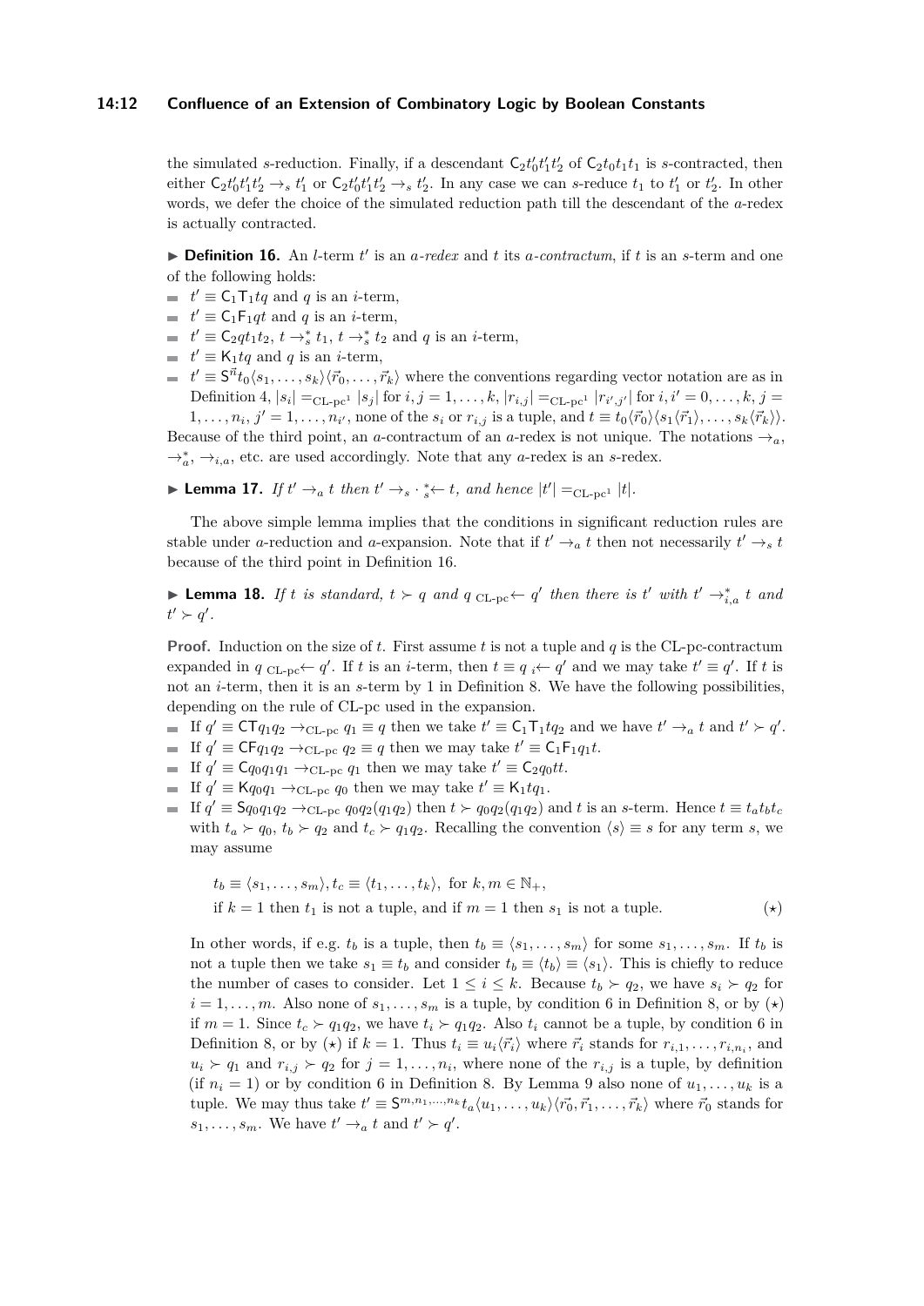the simulated $s$-reduction. Finally, if a descendant $\mathsf{C}_2 t_0' t_1' t_2'$ of $\mathsf{C}_2 t_0 t_1 t_1$ is $s$-contracted, then either $\mathsf{C}_2 t_0' t_1' t_2' \to_s t_1'$ or $\mathsf{C}_2 t_0' t_1' t_2' \to_s t_2'$. In any case we can $s$-reduce $t_1$ to $t_1'$ or $t_2'$. In other words, we defer the choice of the simulated reduction path till the descendant of the $a$-redex is actually contracted.

▶ **Definition 16.** An $l$-term $t'$ is an *$a$-redex* and $t$ its *$a$-contractum*, if $t$ is an $s$-term and one of the following holds:

- $t' \equiv \mathsf{C}_1 \mathsf{T}_1 t q$ and $q$ is an $i$-term,
- $t' \equiv \mathsf{C}_1 \mathsf{F}_1 q t$ and $q$ is an $i$-term,
- $t' \equiv \mathsf{C}_2 q t_1 t_2$, $t \to_s^* t_1$, $t \to_s^* t_2$ and $q$ is an $i$-term,
- $t' \equiv \mathsf{K}_1 t q$ and $q$ is an $i$-term,
- $t' \equiv \mathsf{S}^{\vec{n}} t_0 \langle s_1, \ldots, s_k \rangle \langle \vec{r}_0, \ldots, \vec{r}_k \rangle$ where the conventions regarding vector notation are as in Definition 4, $|s_i| =_{\text{CL-pc}^1} |s_j|$ for $i, j = 1, \ldots, k$, $|r_{i,j}| =_{\text{CL-pc}^1} |r_{i',j'}|$ for $i, i' = 0, \ldots, k$, $j = 1, \ldots, n_i$, $j' = 1, \ldots, n_{i'}$, none of the $s_i$ or $r_{i,j}$ is a tuple, and $t \equiv t_0 \langle \vec{r}_0 \rangle \langle s_1 \langle \vec{r}_1 \rangle, \ldots, s_k \langle \vec{r}_k \rangle \rangle$.

Because of the third point, an $a$-contractum of an $a$-redex is not unique. The notations $\to_a$, $\to_a^*$, $\to_{i,a}$, etc. are used accordingly. Note that any $a$-redex is an $s$-redex.

▶ **Lemma 17.** *If $t' \to_a t$ then $t' \to_s \cdot {}_s^*\!\leftarrow t$, and hence $|t'| =_{\text{CL-pc}^1} |t|$.*

The above simple lemma implies that the conditions in significant reduction rules are stable under $a$-reduction and $a$-expansion. Note that if $t' \to_a t$ then not necessarily $t' \to_s t$ because of the third point in Definition 16.

▶ **Lemma 18.** *If $t$ is standard, $t \succ q$ and $q \;{}_{\text{CL-pc}}\!\leftarrow q'$ then there is $t'$ with $t' \to_{i,a}^* t$ and $t' \succ q'$.*

**Proof.** Induction on the size of $t$. First assume $t$ is not a tuple and $q$ is the CL-pc-contractum expanded in $q \;{}_{\text{CL-pc}}\!\leftarrow q'$. If $t$ is an $i$-term, then $t \equiv q \;{}_i\!\leftarrow q'$ and we may take $t' \equiv q'$. If $t$ is not an $i$-term, then it is an $s$-term by 1 in Definition 8. We have the following possibilities, depending on the rule of CL-pc used in the expansion.

- If $q' \equiv \mathsf{C}\mathsf{T} q_1 q_2 \to_{\text{CL-pc}} q_1 \equiv q$ then we take $t' \equiv \mathsf{C}_1 \mathsf{T}_1 t q_2$ and we have $t' \to_a t$ and $t' \succ q'$.
- If $q' \equiv \mathsf{C}\mathsf{F} q_1 q_2 \to_{\text{CL-pc}} q_2 \equiv q$ then we may take $t' \equiv \mathsf{C}_1 \mathsf{F}_1 q_1 t$.
- If $q' \equiv \mathsf{C} q_0 q_1 q_1 \to_{\text{CL-pc}} q_1$ then we may take $t' \equiv \mathsf{C}_2 q_0 t t$.
- If $q' \equiv \mathsf{K} q_0 q_1 \to_{\text{CL-pc}} q_0$ then we may take $t' \equiv \mathsf{K}_1 t q_1$.
- If $q' \equiv \mathsf{S} q_0 q_1 q_2 \to_{\text{CL-pc}} q_0 q_2 (q_1 q_2)$ then $t \succ q_0 q_2 (q_1 q_2)$ and $t$ is an $s$-term. Hence $t \equiv t_a t_b t_c$ with $t_a \succ q_0$, $t_b \succ q_2$ and $t_c \succ q_1 q_2$. Recalling the convention $\langle s \rangle \equiv s$ for any term $s$, we may assume

$$t_b \equiv \langle s_1, \ldots, s_m \rangle, t_c \equiv \langle t_1, \ldots, t_k \rangle, \text{ for } k, m \in \mathbb{N}_+,$$
$$\text{if } k = 1 \text{ then } t_1 \text{ is not a tuple, and if } m = 1 \text{ then } s_1 \text{ is not a tuple.} \qquad (\star)$$

In other words, if e.g. $t_b$ is a tuple, then $t_b \equiv \langle s_1, \ldots, s_m \rangle$ for some $s_1, \ldots, s_m$. If $t_b$ is not a tuple then we take $s_1 \equiv t_b$ and consider $t_b \equiv \langle t_b \rangle \equiv \langle s_1 \rangle$. This is chiefly to reduce the number of cases to consider. Let $1 \le i \le k$. Because $t_b \succ q_2$, we have $s_i \succ q_2$ for $i = 1, \ldots, m$. Also none of $s_1, \ldots, s_m$ is a tuple, by condition 6 in Definition 8, or by $(\star)$ if $m = 1$. Since $t_c \succ q_1 q_2$, we have $t_i \succ q_1 q_2$. Also $t_i$ cannot be a tuple, by condition 6 in Definition 8, or by $(\star)$ if $k = 1$. Thus $t_i \equiv u_i \langle \vec{r}_i \rangle$ where $\vec{r}_i$ stands for $r_{i,1}, \ldots, r_{i,n_i}$, and $u_i \succ q_1$ and $r_{i,j} \succ q_2$ for $j = 1, \ldots, n_i$, where none of the $r_{i,j}$ is a tuple, by definition (if $n_i = 1$) or by condition 6 in Definition 8. By Lemma 9 also none of $u_1, \ldots, u_k$ is a tuple. We may thus take $t' \equiv \mathsf{S}^{m, n_1, \ldots, n_k} t_a \langle u_1, \ldots, u_k \rangle \langle \vec{r}_0, \vec{r}_1, \ldots, \vec{r}_k \rangle$ where $\vec{r}_0$ stands for $s_1, \ldots, s_m$. We have $t' \to_a t$ and $t' \succ q'$.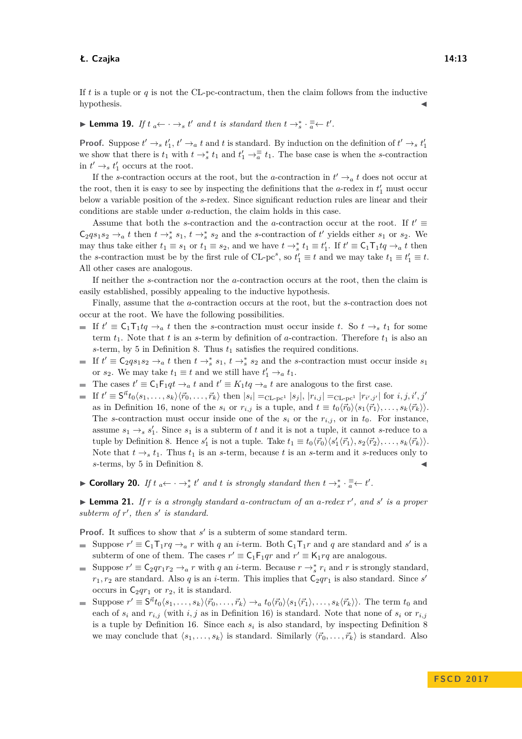If $t$ is a tuple or $q$ is not the CL-pc-contractum, then the claim follows from the inductive hypothesis. ◀

▶ **Lemma 19.** *If $t\ {}_a{\leftarrow} \cdot \rightarrow_s t'$ and $t$ is standard then $t \rightarrow_s^* \cdot \,{}^{\equiv}_{a}{\leftarrow}\ t'$.*

**Proof.** Suppose $t' \rightarrow_s t_1'$, $t' \rightarrow_a t$ and $t$ is standard. By induction on the definition of $t' \rightarrow_s t_1'$ we show that there is $t_1$ with $t \rightarrow_s^* t_1$ and $t_1' \rightarrow_a^{\equiv} t_1$. The base case is when the $s$-contraction in $t' \rightarrow_s t_1'$ occurs at the root.

If the $s$-contraction occurs at the root, but the $a$-contraction in $t' \rightarrow_a t$ does not occur at the root, then it is easy to see by inspecting the definitions that the $a$-redex in $t_1'$ must occur below a variable position of the $s$-redex. Since significant reduction rules are linear and their conditions are stable under $a$-reduction, the claim holds in this case.

Assume that both the $s$-contraction and the $a$-contraction occur at the root. If $t' \equiv \mathsf{C}_2 q s_1 s_2 \rightarrow_a t$ then $t \rightarrow_s^* s_1$, $t \rightarrow_s^* s_2$ and the $s$-contraction of $t'$ yields either $s_1$ or $s_2$. We may thus take either $t_1 \equiv s_1$ or $t_1 \equiv s_2$, and we have $t \rightarrow_s^* t_1 \equiv t_1'$. If $t' \equiv \mathsf{C}_1 \mathsf{T}_1 t q \rightarrow_a t$ then the $s$-contraction must be by the first rule of CL-pc$^s$, so $t_1' \equiv t$ and we may take $t_1 \equiv t_1' \equiv t$. All other cases are analogous.

If neither the $s$-contraction nor the $a$-contraction occurs at the root, then the claim is easily established, possibly appealing to the inductive hypothesis.

Finally, assume that the $a$-contraction occurs at the root, but the $s$-contraction does not occur at the root. We have the following possibilities.

- If $t' \equiv \mathsf{C}_1 \mathsf{T}_1 t q \rightarrow_a t$ then the $s$-contraction must occur inside $t$. So $t \rightarrow_s t_1$ for some term $t_1$. Note that $t$ is an $s$-term by definition of $a$-contraction. Therefore $t_1$ is also an $s$-term, by 5 in Definition 8. Thus $t_1$ satisfies the required conditions.
- If $t' \equiv \mathsf{C}_2 q s_1 s_2 \rightarrow_a t$ then $t \rightarrow_s^* s_1$, $t \rightarrow_s^* s_2$ and the $s$-contraction must occur inside $s_1$ or $s_2$. We may take $t_1 \equiv t$ and we still have $t_1' \rightarrow_a t_1$.
- The cases $t' \equiv \mathsf{C}_1 \mathsf{F}_1 q t \rightarrow_a t$ and $t' \equiv K_1 t q \rightarrow_a t$ are analogous to the first case.
- If $t' \equiv \mathsf{S}^{\vec{n}} t_0 \langle s_1, \ldots, s_k \rangle \langle \vec{r}_0, \ldots, \vec{r}_k \rangle$ then $|s_i| =_{\text{CL-pc}^1} |s_j|$, $|r_{i,j}| =_{\text{CL-pc}^1} |r_{i',j'}|$ for $i, j, i', j'$ as in Definition 16, none of the $s_i$ or $r_{i,j}$ is a tuple, and $t \equiv t_0 \langle \vec{r}_0 \rangle \langle s_1 \langle \vec{r}_1 \rangle, \ldots, s_k \langle \vec{r}_k \rangle \rangle$. The $s$-contraction must occur inside one of the $s_i$ or the $r_{i,j}$, or in $t_0$. For instance, assume $s_1 \rightarrow_s s_1'$. Since $s_1$ is a subterm of $t$ and it is not a tuple, it cannot $s$-reduce to a tuple by Definition 8. Hence $s_1'$ is not a tuple. Take $t_1 \equiv t_0 \langle \vec{r}_0 \rangle \langle s_1' \langle \vec{r}_1 \rangle, s_2 \langle \vec{r}_2 \rangle, \ldots, s_k \langle \vec{r}_k \rangle \rangle$. Note that $t \rightarrow_s t_1$. Thus $t_1$ is an $s$-term, because $t$ is an $s$-term and it $s$-reduces only to $s$-terms, by 5 in Definition 8. ◀

▶ **Corollary 20.** *If $t\ {}_a{\leftarrow} \cdot \rightarrow_s^* t'$ and $t$ is strongly standard then $t \rightarrow_s^* \cdot \,{}^{\equiv}_{a}{\leftarrow}\ t'$.*

▶ **Lemma 21.** *If $r$ is a strongly standard $a$-contractum of an $a$-redex $r'$, and $s'$ is a proper subterm of $r'$, then $s'$ is standard.*

**Proof.** It suffices to show that $s'$ is a subterm of some standard term.

- Suppose $r' \equiv \mathsf{C}_1 \mathsf{T}_1 r q \rightarrow_a r$ with $q$ an $i$-term. Both $\mathsf{C}_1 \mathsf{T}_1 r$ and $q$ are standard and $s'$ is a subterm of one of them. The cases $r' \equiv \mathsf{C}_1 \mathsf{F}_1 q r$ and $r' \equiv \mathsf{K}_1 r q$ are analogous.
- Suppose $r' \equiv \mathsf{C}_2 q r_1 r_2 \rightarrow_a r$ with $q$ an $i$-term. Because $r \rightarrow_s^* r_i$ and $r$ is strongly standard, $r_1, r_2$ are standard. Also $q$ is an $i$-term. This implies that $\mathsf{C}_2 q r_1$ is also standard. Since $s'$ occurs in $\mathsf{C}_2 q r_1$ or $r_2$, it is standard.
- Suppose $r' \equiv \mathsf{S}^{\vec{n}} t_0 \langle s_1, \ldots, s_k \rangle \langle \vec{r}_0, \ldots, \vec{r}_k \rangle \rightarrow_a t_0 \langle \vec{r}_0 \rangle \langle s_1 \langle \vec{r}_1 \rangle, \ldots, s_k \langle \vec{r}_k \rangle \rangle$. The term $t_0$ and each of $s_i$ and $r_{i,j}$ (with $i, j$ as in Definition 16) is standard. Note that none of $s_i$ or $r_{i,j}$ is a tuple by Definition 16. Since each $s_i$ is also standard, by inspecting Definition 8 we may conclude that $\langle s_1, \ldots, s_k \rangle$ is standard. Similarly $\langle \vec{r}_0, \ldots, \vec{r}_k \rangle$ is standard. Also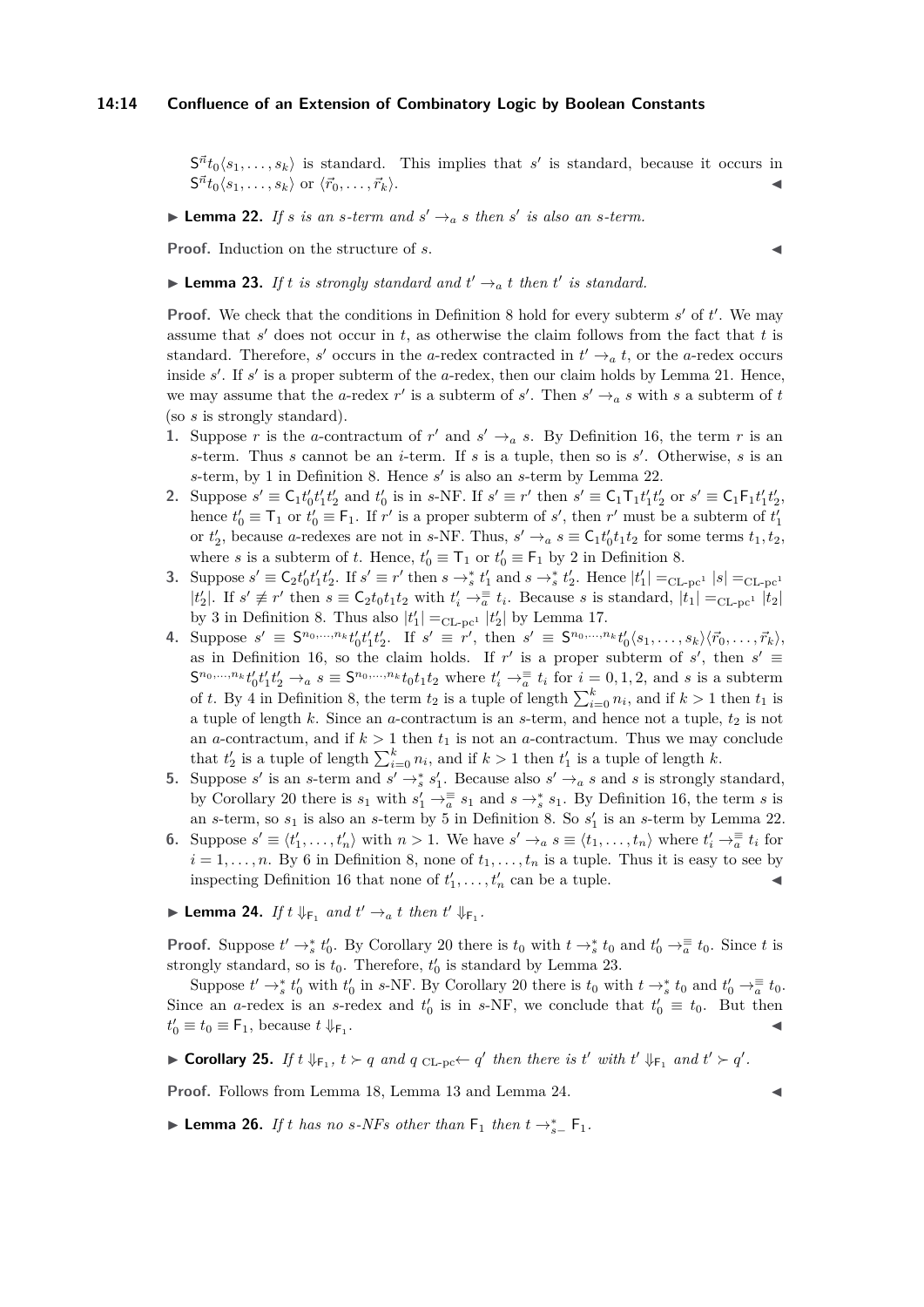$\mathsf{S}^{\vec{n}}t_0\langle s_1,\ldots,s_k\rangle$ is standard. This implies that $s'$ is standard, because it occurs in $\mathsf{S}^{\vec{n}}t_0\langle s_1,\ldots,s_k\rangle$ or $\langle \vec{r}_0,\ldots,\vec{r}_k\rangle$. ◀

▶ **Lemma 22.** *If $s$ is an s-term and $s' \to_a s$ then $s'$ is also an s-term.*

**Proof.** Induction on the structure of $s$. ◀

▶ **Lemma 23.** *If $t$ is strongly standard and $t' \to_a t$ then $t'$ is standard.*

**Proof.** We check that the conditions in Definition 8 hold for every subterm $s'$ of $t'$. We may assume that $s'$ does not occur in $t$, as otherwise the claim follows from the fact that $t$ is standard. Therefore, $s'$ occurs in the $a$-redex contracted in $t' \to_a t$, or the $a$-redex occurs inside $s'$. If $s'$ is a proper subterm of the $a$-redex, then our claim holds by Lemma 21. Hence, we may assume that the $a$-redex $r'$ is a subterm of $s'$. Then $s' \to_a s$ with $s$ a subterm of $t$ (so $s$ is strongly standard).

1. Suppose $r$ is the $a$-contractum of $r'$ and $s' \to_a s$. By Definition 16, the term $r$ is an $s$-term. Thus $s$ cannot be an $i$-term. If $s$ is a tuple, then so is $s'$. Otherwise, $s$ is an $s$-term, by 1 in Definition 8. Hence $s'$ is also an $s$-term by Lemma 22.
2. Suppose $s' \equiv \mathsf{C}_1 t_0' t_1' t_2'$ and $t_0'$ is in $s$-NF. If $s' \equiv r'$ then $s' \equiv \mathsf{C}_1\mathsf{T}_1 t_1' t_2'$ or $s' \equiv \mathsf{C}_1\mathsf{F}_1 t_1' t_2'$, hence $t_0' \equiv \mathsf{T}_1$ or $t_0' \equiv \mathsf{F}_1$. If $r'$ is a proper subterm of $s'$, then $r'$ must be a subterm of $t_1'$ or $t_2'$, because $a$-redexes are not in $s$-NF. Thus, $s' \to_a s \equiv \mathsf{C}_1 t_0' t_1 t_2$ for some terms $t_1, t_2$, where $s$ is a subterm of $t$. Hence, $t_0' \equiv \mathsf{T}_1$ or $t_0' \equiv \mathsf{F}_1$ by 2 in Definition 8.
3. Suppose $s' \equiv \mathsf{C}_2 t_0' t_1' t_2'$. If $s' \equiv r'$ then $s \to_s^* t_1'$ and $s \to_s^* t_2'$. Hence $|t_1'| =_{\text{CL-pc}^1} |s| =_{\text{CL-pc}^1} |t_2'|$. If $s' \not\equiv r'$ then $s \equiv \mathsf{C}_2 t_0 t_1 t_2$ with $t_i' \to_a^{\equiv} t_i$. Because $s$ is standard, $|t_1| =_{\text{CL-pc}^1} |t_2|$ by 3 in Definition 8. Thus also $|t_1'| =_{\text{CL-pc}^1} |t_2'|$ by Lemma 17.
4. Suppose $s' \equiv \mathsf{S}^{n_0,\ldots,n_k} t_0' t_1' t_2'$. If $s' \equiv r'$, then $s' \equiv \mathsf{S}^{n_0,\ldots,n_k} t_0' \langle s_1,\ldots,s_k\rangle\langle \vec{r}_0,\ldots,\vec{r}_k\rangle$, as in Definition 16, so the claim holds. If $r'$ is a proper subterm of $s'$, then $s' \equiv \mathsf{S}^{n_0,\ldots,n_k} t_0' t_1' t_2' \to_a s \equiv \mathsf{S}^{n_0,\ldots,n_k} t_0 t_1 t_2$ where $t_i' \to_a^{\equiv} t_i$ for $i = 0,1,2$, and $s$ is a subterm of $t$. By 4 in Definition 8, the term $t_2$ is a tuple of length $\sum_{i=0}^k n_i$, and if $k > 1$ then $t_1$ is a tuple of length $k$. Since an $a$-contractum is an $s$-term, and hence not a tuple, $t_2$ is not an $a$-contractum, and if $k > 1$ then $t_1$ is not an $a$-contractum. Thus we may conclude that $t_2'$ is a tuple of length $\sum_{i=0}^k n_i$, and if $k > 1$ then $t_1'$ is a tuple of length $k$.
5. Suppose $s'$ is an $s$-term and $s' \to_s^* s_1'$. Because also $s' \to_a s$ and $s$ is strongly standard, by Corollary 20 there is $s_1$ with $s_1' \to_a^{\equiv} s_1$ and $s \to_s^* s_1$. By Definition 16, the term $s$ is an $s$-term, so $s_1$ is also an $s$-term by 5 in Definition 8. So $s_1'$ is an $s$-term by Lemma 22.
6. Suppose $s' \equiv \langle t_1',\ldots,t_n'\rangle$ with $n > 1$. We have $s' \to_a s \equiv \langle t_1,\ldots,t_n\rangle$ where $t_i' \to_a^{\equiv} t_i$ for $i = 1,\ldots,n$. By 6 in Definition 8, none of $t_1,\ldots,t_n$ is a tuple. Thus it is easy to see by inspecting Definition 16 that none of $t_1',\ldots,t_n'$ can be a tuple. ◀

▶ **Lemma 24.** *If $t \Downarrow_{\mathsf{F}_1}$ and $t' \to_a t$ then $t' \Downarrow_{\mathsf{F}_1}$.*

**Proof.** Suppose $t' \to_s^* t_0'$. By Corollary 20 there is $t_0$ with $t \to_s^* t_0$ and $t_0' \to_a^{\equiv} t_0$. Since $t$ is strongly standard, so is $t_0$. Therefore, $t_0'$ is standard by Lemma 23.

Suppose $t' \to_s^* t_0'$ with $t_0'$ in $s$-NF. By Corollary 20 there is $t_0$ with $t \to_s^* t_0$ and $t_0' \to_a^{\equiv} t_0$. Since an $a$-redex is an $s$-redex and $t_0'$ is in $s$-NF, we conclude that $t_0' \equiv t_0$. But then $t_0' \equiv t_0 \equiv \mathsf{F}_1$, because $t \Downarrow_{\mathsf{F}_1}$. ◀

▶ **Corollary 25.** *If $t \Downarrow_{\mathsf{F}_1}$, $t \succ q$ and $q \;{}_{\text{CL-pc}}\!\!\leftarrow q'$ then there is $t'$ with $t' \Downarrow_{\mathsf{F}_1}$ and $t' \succ q'$.*

**Proof.** Follows from Lemma 18, Lemma 13 and Lemma 24. ◀

▶ **Lemma 26.** *If $t$ has no s-NFs other than $\mathsf{F}_1$ then $t \to_{s-}^* \mathsf{F}_1$.*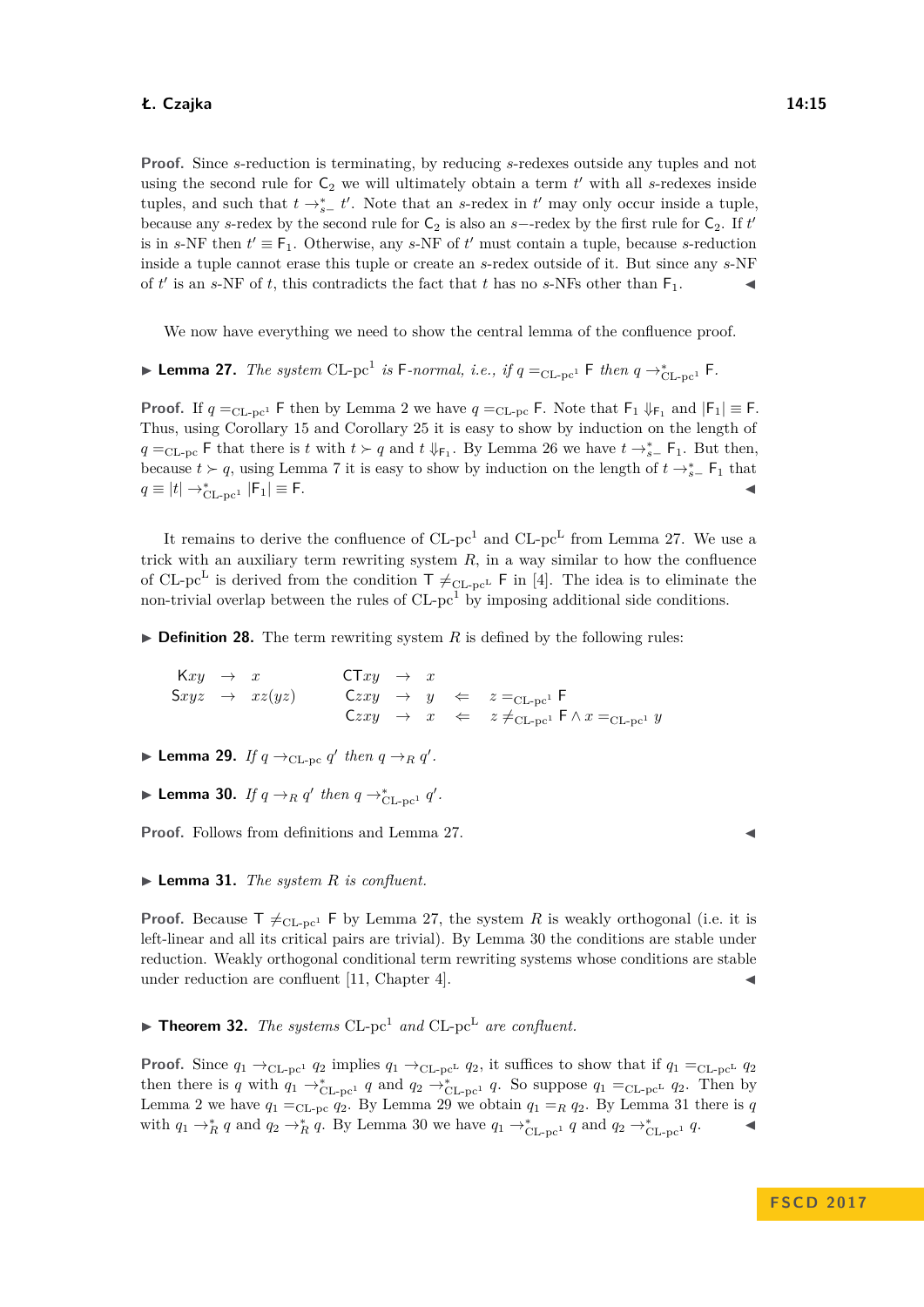**Proof.** Since $s$-reduction is terminating, by reducing $s$-redexes outside any tuples and not using the second rule for $\mathsf{C}_2$ we will ultimately obtain a term $t'$ with all $s$-redexes inside tuples, and such that $t \to_{s-}^* t'$. Note that an $s$-redex in $t'$ may only occur inside a tuple, because any $s$-redex by the second rule for $\mathsf{C}_2$ is also an $s-$-redex by the first rule for $\mathsf{C}_2$. If $t'$ is in $s$-NF then $t' \equiv \mathsf{F}_1$. Otherwise, any $s$-NF of $t'$ must contain a tuple, because $s$-reduction inside a tuple cannot erase this tuple or create an $s$-redex outside of it. But since any $s$-NF of $t'$ is an $s$-NF of $t$, this contradicts the fact that $t$ has no $s$-NFs other than $\mathsf{F}_1$. ◀

We now have everything we need to show the central lemma of the confluence proof.

▶ **Lemma 27.** *The system* $\mathrm{CL\text{-}pc}^1$ *is* $\mathsf{F}$*-normal, i.e., if* $q =_{\mathrm{CL\text{-}pc}^1} \mathsf{F}$ *then* $q \to_{\mathrm{CL\text{-}pc}^1}^* \mathsf{F}$.

**Proof.** If $q =_{\mathrm{CL\text{-}pc}^1} \mathsf{F}$ then by Lemma 2 we have $q =_{\mathrm{CL\text{-}pc}} \mathsf{F}$. Note that $\mathsf{F}_1 \Downarrow_{\mathsf{F}_1}$ and $|\mathsf{F}_1| \equiv \mathsf{F}$. Thus, using Corollary 15 and Corollary 25 it is easy to show by induction on the length of $q =_{\mathrm{CL\text{-}pc}} \mathsf{F}$ that there is $t$ with $t \succ q$ and $t \Downarrow_{\mathsf{F}_1}$. By Lemma 26 we have $t \to_{s-}^* \mathsf{F}_1$. But then, because $t \succ q$, using Lemma 7 it is easy to show by induction on the length of $t \to_{s-}^* \mathsf{F}_1$ that $q \equiv |t| \to_{\mathrm{CL\text{-}pc}^1}^* |\mathsf{F}_1| \equiv \mathsf{F}$. ◀

It remains to derive the confluence of $\mathrm{CL\text{-}pc}^1$ and $\mathrm{CL\text{-}pc}^{\mathrm{L}}$ from Lemma 27. We use a trick with an auxiliary term rewriting system $R$, in a way similar to how the confluence of $\mathrm{CL\text{-}pc}^{\mathrm{L}}$ is derived from the condition $\mathsf{T} \neq_{\mathrm{CL\text{-}pc}^{\mathrm{L}}} \mathsf{F}$ in [4]. The idea is to eliminate the non-trivial overlap between the rules of $\mathrm{CL\text{-}pc}^1$ by imposing additional side conditions.

▶ **Definition 28.** The term rewriting system $R$ is defined by the following rules:

$$
\begin{array}{lllllll}
\mathsf{K}xy & \to & x & \quad \mathsf{CT}xy & \to & x & \\
\mathsf{S}xyz & \to & xz(yz) & \quad \mathsf{C}zxy & \to & y & \Leftarrow \quad z =_{\mathrm{CL\text{-}pc}^1} \mathsf{F} \\
 & & & \quad \mathsf{C}zxy & \to & x & \Leftarrow \quad z \neq_{\mathrm{CL\text{-}pc}^1} \mathsf{F} \wedge x =_{\mathrm{CL\text{-}pc}^1} y
\end{array}
$$

▶ **Lemma 29.** *If* $q \to_{\mathrm{CL\text{-}pc}} q'$ *then* $q \to_R q'$.

▶ **Lemma 30.** *If* $q \to_R q'$ *then* $q \to_{\mathrm{CL\text{-}pc}^1}^* q'$.

**Proof.** Follows from definitions and Lemma 27. ◀

▶ **Lemma 31.** *The system* $R$ *is confluent.*

**Proof.** Because $\mathsf{T} \neq_{\mathrm{CL\text{-}pc}^1} \mathsf{F}$ by Lemma 27, the system $R$ is weakly orthogonal (i.e. it is left-linear and all its critical pairs are trivial). By Lemma 30 the conditions are stable under reduction. Weakly orthogonal conditional term rewriting systems whose conditions are stable under reduction are confluent [11, Chapter 4]. ◀

▶ **Theorem 32.** *The systems* $\mathrm{CL\text{-}pc}^1$ *and* $\mathrm{CL\text{-}pc}^{\mathrm{L}}$ *are confluent.*

**Proof.** Since $q_1 \to_{\mathrm{CL\text{-}pc}^1} q_2$ implies $q_1 \to_{\mathrm{CL\text{-}pc}^{\mathrm{L}}} q_2$, it suffices to show that if $q_1 =_{\mathrm{CL\text{-}pc}^{\mathrm{L}}} q_2$ then there is $q$ with $q_1 \to_{\mathrm{CL\text{-}pc}^1}^* q$ and $q_2 \to_{\mathrm{CL\text{-}pc}^1}^* q$. So suppose $q_1 =_{\mathrm{CL\text{-}pc}^{\mathrm{L}}} q_2$. Then by Lemma 2 we have $q_1 =_{\mathrm{CL\text{-}pc}} q_2$. By Lemma 29 we obtain $q_1 =_R q_2$. By Lemma 31 there is $q$ with $q_1 \to_R^* q$ and $q_2 \to_R^* q$. By Lemma 30 we have $q_1 \to_{\mathrm{CL\text{-}pc}^1}^* q$ and $q_2 \to_{\mathrm{CL\text{-}pc}^1}^* q$. ◀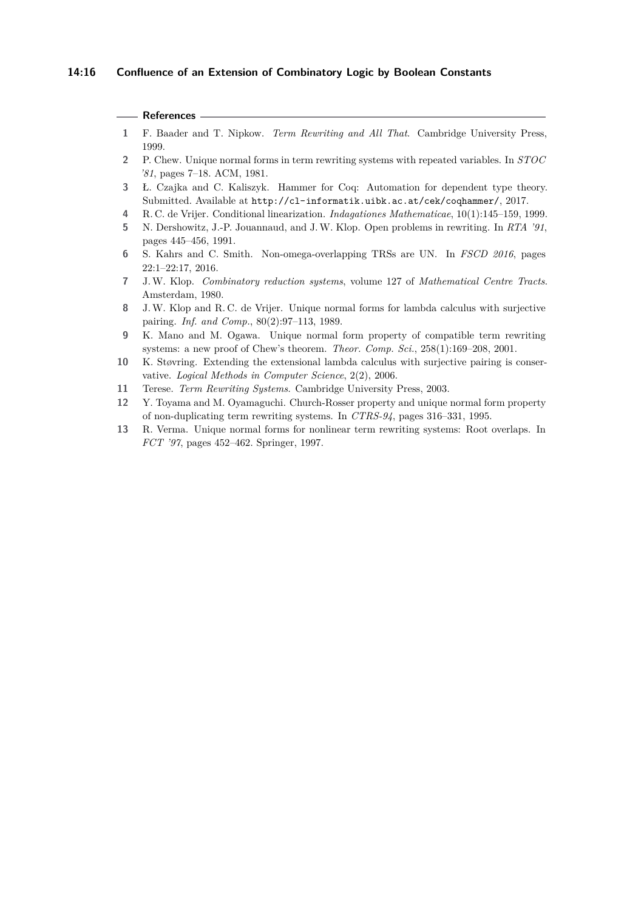## References

1. F. Baader and T. Nipkow. *Term Rewriting and All That*. Cambridge University Press, 1999.
2. P. Chew. Unique normal forms in term rewriting systems with repeated variables. In *STOC '81*, pages 7–18. ACM, 1981.
3. Ł. Czajka and C. Kaliszyk. Hammer for Coq: Automation for dependent type theory. Submitted. Available at `http://cl-informatik.uibk.ac.at/cek/coqhammer/`, 2017.
4. R. C. de Vrijer. Conditional linearization. *Indagationes Mathematicae*, 10(1):145–159, 1999.
5. N. Dershowitz, J.-P. Jouannaud, and J. W. Klop. Open problems in rewriting. In *RTA '91*, pages 445–456, 1991.
6. S. Kahrs and C. Smith. Non-omega-overlapping TRSs are UN. In *FSCD 2016*, pages 22:1–22:17, 2016.
7. J. W. Klop. *Combinatory reduction systems*, volume 127 of *Mathematical Centre Tracts*. Amsterdam, 1980.
8. J. W. Klop and R. C. de Vrijer. Unique normal forms for lambda calculus with surjective pairing. *Inf. and Comp.*, 80(2):97–113, 1989.
9. K. Mano and M. Ogawa. Unique normal form property of compatible term rewriting systems: a new proof of Chew's theorem. *Theor. Comp. Sci.*, 258(1):169–208, 2001.
10. K. Støvring. Extending the extensional lambda calculus with surjective pairing is conservative. *Logical Methods in Computer Science*, 2(2), 2006.
11. Terese. *Term Rewriting Systems*. Cambridge University Press, 2003.
12. Y. Toyama and M. Oyamaguchi. Church-Rosser property and unique normal form property of non-duplicating term rewriting systems. In *CTRS-94*, pages 316–331, 1995.
13. R. Verma. Unique normal forms for nonlinear term rewriting systems: Root overlaps. In *FCT '97*, pages 452–462. Springer, 1997.